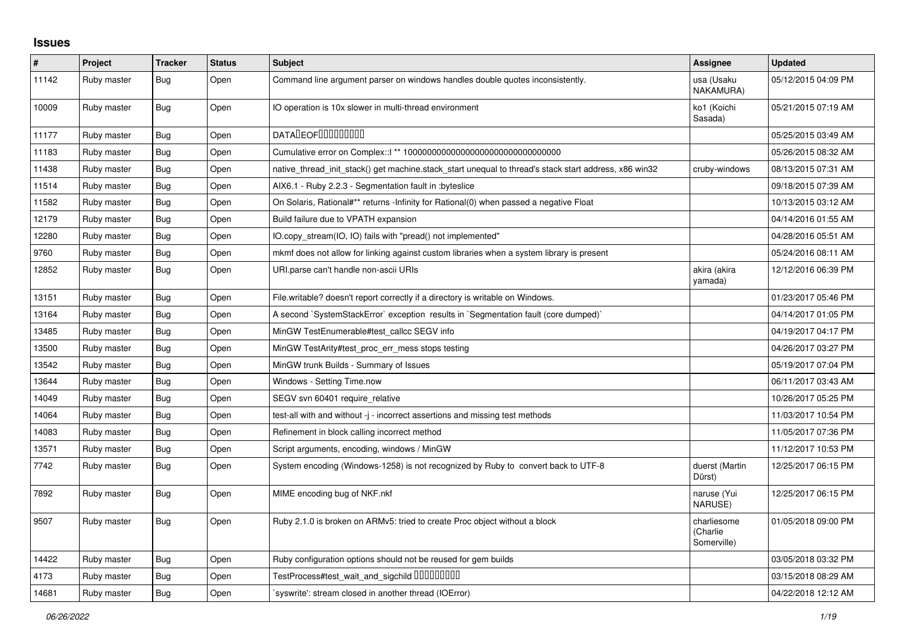## Issues

| # | Project | Tracker | Status | Subject | Assignee | Updated |
|---|---|---|---|---|---|---|
| 11142 | Ruby master | Bug | Open | Command line argument parser on windows handles double quotes inconsistently. | usa (Usaku NAKAMURA) | 05/12/2015 04:09 PM |
| 10009 | Ruby master | Bug | Open | IO operation is 10x slower in multi-thread environment | ko1 (Koichi Sasada) | 05/21/2015 07:19 AM |
| 11177 | Ruby master | Bug | Open | DATA�EOF���������� | | 05/25/2015 03:49 AM |
| 11183 | Ruby master | Bug | Open | Cumulative error on Complex::I ** 100000000000000000000000000000000 | | 05/26/2015 08:32 AM |
| 11438 | Ruby master | Bug | Open | native_thread_init_stack() get machine.stack_start unequal to thread's stack start address, x86 win32 | cruby-windows | 08/13/2015 07:31 AM |
| 11514 | Ruby master | Bug | Open | AIX6.1 - Ruby 2.2.3 - Segmentation fault in :byteslice | | 09/18/2015 07:39 AM |
| 11582 | Ruby master | Bug | Open | On Solaris, Rational#** returns -Infinity for Rational(0) when passed a negative Float | | 10/13/2015 03:12 AM |
| 12179 | Ruby master | Bug | Open | Build failure due to VPATH expansion | | 04/14/2016 01:55 AM |
| 12280 | Ruby master | Bug | Open | IO.copy_stream(IO, IO) fails with "pread() not implemented" | | 04/28/2016 05:51 AM |
| 9760 | Ruby master | Bug | Open | mkmf does not allow for linking against custom libraries when a system library is present | | 05/24/2016 08:11 AM |
| 12852 | Ruby master | Bug | Open | URI.parse can't handle non-ascii URIs | akira (akira yamada) | 12/12/2016 06:39 PM |
| 13151 | Ruby master | Bug | Open | File.writable? doesn't report correctly if a directory is writable on Windows. | | 01/23/2017 05:46 PM |
| 13164 | Ruby master | Bug | Open | A second `SystemStackError` exception results in `Segmentation fault (core dumped)` | | 04/14/2017 01:05 PM |
| 13485 | Ruby master | Bug | Open | MinGW TestEnumerable#test_callcc SEGV info | | 04/19/2017 04:17 PM |
| 13500 | Ruby master | Bug | Open | MinGW TestArity#test_proc_err_mess stops testing | | 04/26/2017 03:27 PM |
| 13542 | Ruby master | Bug | Open | MinGW trunk Builds - Summary of Issues | | 05/19/2017 07:04 PM |
| 13644 | Ruby master | Bug | Open | Windows - Setting Time.now | | 06/11/2017 03:43 AM |
| 14049 | Ruby master | Bug | Open | SEGV svn 60401 require_relative | | 10/26/2017 05:25 PM |
| 14064 | Ruby master | Bug | Open | test-all with and without -j - incorrect assertions and missing test methods | | 11/03/2017 10:54 PM |
| 14083 | Ruby master | Bug | Open | Refinement in block calling incorrect method | | 11/05/2017 07:36 PM |
| 13571 | Ruby master | Bug | Open | Script arguments, encoding, windows / MinGW | | 11/12/2017 10:53 PM |
| 7742 | Ruby master | Bug | Open | System encoding (Windows-1258) is not recognized by Ruby to convert back to UTF-8 | duerst (Martin Dürst) | 12/25/2017 06:15 PM |
| 7892 | Ruby master | Bug | Open | MIME encoding bug of NKF.nkf | naruse (Yui NARUSE) | 12/25/2017 06:15 PM |
| 9507 | Ruby master | Bug | Open | Ruby 2.1.0 is broken on ARMv5: tried to create Proc object without a block | charliesome (Charlie Somerville) | 01/05/2018 09:00 PM |
| 14422 | Ruby master | Bug | Open | Ruby configuration options should not be reused for gem builds | | 03/05/2018 03:32 PM |
| 4173 | Ruby master | Bug | Open | TestProcess#test_wait_and_sigchild ���������� | | 03/15/2018 08:29 AM |
| 14681 | Ruby master | Bug | Open | `syswrite': stream closed in another thread (IOError) | | 04/22/2018 12:12 AM |

*06/26/2022*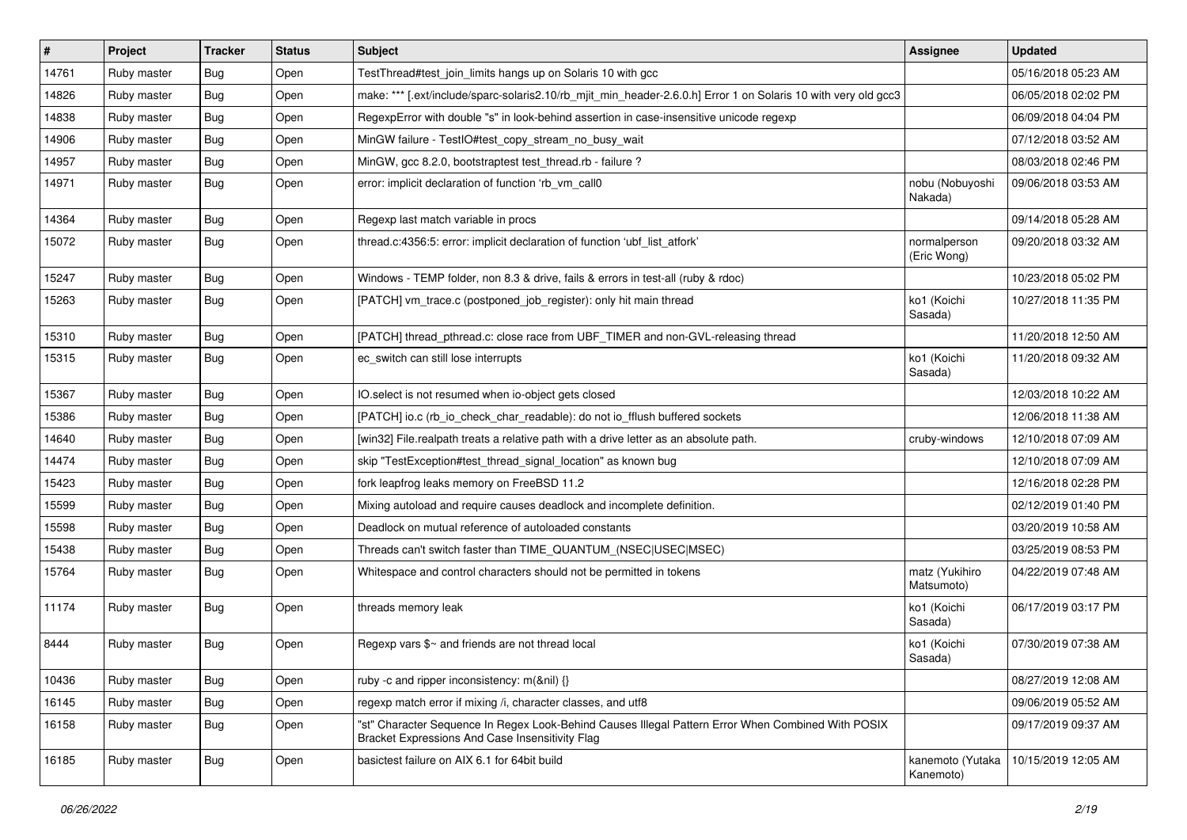| # | Project | Tracker | Status | Subject | Assignee | Updated |
|---|---|---|---|---|---|---|
| 14761 | Ruby master | Bug | Open | TestThread#test_join_limits hangs up on Solaris 10 with gcc | | 05/16/2018 05:23 AM |
| 14826 | Ruby master | Bug | Open | make: *** [.ext/include/sparc-solaris2.10/rb_mjit_min_header-2.6.0.h] Error 1 on Solaris 10 with very old gcc3 | | 06/05/2018 02:02 PM |
| 14838 | Ruby master | Bug | Open | RegexpError with double "s" in look-behind assertion in case-insensitive unicode regexp | | 06/09/2018 04:04 PM |
| 14906 | Ruby master | Bug | Open | MinGW failure - TestIO#test_copy_stream_no_busy_wait | | 07/12/2018 03:52 AM |
| 14957 | Ruby master | Bug | Open | MinGW, gcc 8.2.0, bootstraptest test_thread.rb - failure ? | | 08/03/2018 02:46 PM |
| 14971 | Ruby master | Bug | Open | error: implicit declaration of function 'rb_vm_call0 | nobu (Nobuyoshi Nakada) | 09/06/2018 03:53 AM |
| 14364 | Ruby master | Bug | Open | Regexp last match variable in procs | | 09/14/2018 05:28 AM |
| 15072 | Ruby master | Bug | Open | thread.c:4356:5: error: implicit declaration of function 'ubf_list_atfork' | normalperson (Eric Wong) | 09/20/2018 03:32 AM |
| 15247 | Ruby master | Bug | Open | Windows - TEMP folder, non 8.3 & drive, fails & errors in test-all (ruby & rdoc) | | 10/23/2018 05:02 PM |
| 15263 | Ruby master | Bug | Open | [PATCH] vm_trace.c (postponed_job_register): only hit main thread | ko1 (Koichi Sasada) | 10/27/2018 11:35 PM |
| 15310 | Ruby master | Bug | Open | [PATCH] thread_pthread.c: close race from UBF_TIMER and non-GVL-releasing thread | | 11/20/2018 12:50 AM |
| 15315 | Ruby master | Bug | Open | ec_switch can still lose interrupts | ko1 (Koichi Sasada) | 11/20/2018 09:32 AM |
| 15367 | Ruby master | Bug | Open | IO.select is not resumed when io-object gets closed | | 12/03/2018 10:22 AM |
| 15386 | Ruby master | Bug | Open | [PATCH] io.c (rb_io_check_char_readable): do not io_fflush buffered sockets | | 12/06/2018 11:38 AM |
| 14640 | Ruby master | Bug | Open | [win32] File.realpath treats a relative path with a drive letter as an absolute path. | cruby-windows | 12/10/2018 07:09 AM |
| 14474 | Ruby master | Bug | Open | skip "TestException#test_thread_signal_location" as known bug | | 12/10/2018 07:09 AM |
| 15423 | Ruby master | Bug | Open | fork leapfrog leaks memory on FreeBSD 11.2 | | 12/16/2018 02:28 PM |
| 15599 | Ruby master | Bug | Open | Mixing autoload and require causes deadlock and incomplete definition. | | 02/12/2019 01:40 PM |
| 15598 | Ruby master | Bug | Open | Deadlock on mutual reference of autoloaded constants | | 03/20/2019 10:58 AM |
| 15438 | Ruby master | Bug | Open | Threads can't switch faster than TIME_QUANTUM_(NSEC\|USEC\|MSEC) | | 03/25/2019 08:53 PM |
| 15764 | Ruby master | Bug | Open | Whitespace and control characters should not be permitted in tokens | matz (Yukihiro Matsumoto) | 04/22/2019 07:48 AM |
| 11174 | Ruby master | Bug | Open | threads memory leak | ko1 (Koichi Sasada) | 06/17/2019 03:17 PM |
| 8444 | Ruby master | Bug | Open | Regexp vars $~ and friends are not thread local | ko1 (Koichi Sasada) | 07/30/2019 07:38 AM |
| 10436 | Ruby master | Bug | Open | ruby -c and ripper inconsistency: m(&nil) {} | | 08/27/2019 12:08 AM |
| 16145 | Ruby master | Bug | Open | regexp match error if mixing /i, character classes, and utf8 | | 09/06/2019 05:52 AM |
| 16158 | Ruby master | Bug | Open | "st" Character Sequence In Regex Look-Behind Causes Illegal Pattern Error When Combined With POSIX Bracket Expressions And Case Insensitivity Flag | | 09/17/2019 09:37 AM |
| 16185 | Ruby master | Bug | Open | basictest failure on AIX 6.1 for 64bit build | kanemoto (Yutaka Kanemoto) | 10/15/2019 12:05 AM |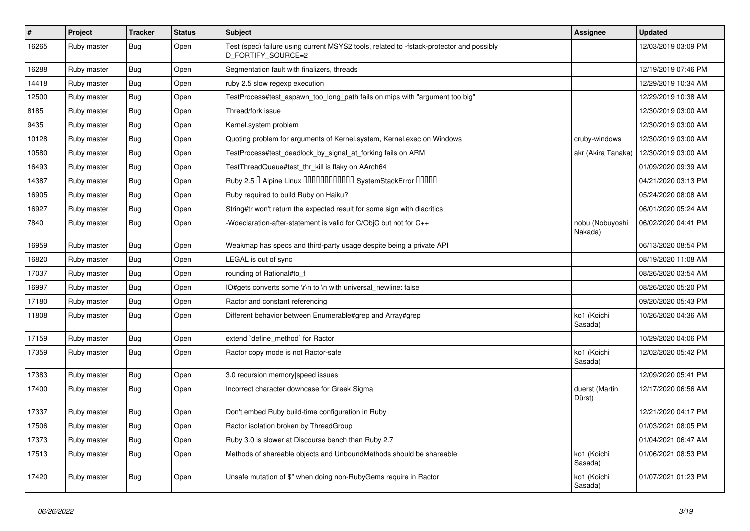| # | Project | Tracker | Status | Subject | Assignee | Updated |
|---|---|---|---|---|---|---|
| 16265 | Ruby master | Bug | Open | Test (spec) failure using current MSYS2 tools, related to -fstack-protector and possibly D_FORTIFY_SOURCE=2 | | 12/03/2019 03:09 PM |
| 16288 | Ruby master | Bug | Open | Segmentation fault with finalizers, threads | | 12/19/2019 07:46 PM |
| 14418 | Ruby master | Bug | Open | ruby 2.5 slow regexp execution | | 12/29/2019 10:34 AM |
| 12500 | Ruby master | Bug | Open | TestProcess#test_aspawn_too_long_path fails on mips with "argument too big" | | 12/29/2019 10:38 AM |
| 8185 | Ruby master | Bug | Open | Thread/fork issue | | 12/30/2019 03:00 AM |
| 9435 | Ruby master | Bug | Open | Kernel.system problem | | 12/30/2019 03:00 AM |
| 10128 | Ruby master | Bug | Open | Quoting problem for arguments of Kernel.system, Kernel.exec on Windows | cruby-windows | 12/30/2019 03:00 AM |
| 10580 | Ruby master | Bug | Open | TestProcess#test_deadlock_by_signal_at_forking fails on ARM | akr (Akira Tanaka) | 12/30/2019 03:00 AM |
| 16493 | Ruby master | Bug | Open | TestThreadQueue#test_thr_kill is flaky on AArch64 | | 01/09/2020 09:39 AM |
| 14387 | Ruby master | Bug | Open | Ruby 2.5 � Alpine Linux ������������ SystemStackError ����� | | 04/21/2020 03:13 PM |
| 16905 | Ruby master | Bug | Open | Ruby required to build Ruby on Haiku? | | 05/24/2020 08:08 AM |
| 16927 | Ruby master | Bug | Open | String#tr won't return the expected result for some sign with diacritics | | 06/01/2020 05:24 AM |
| 7840 | Ruby master | Bug | Open | -Wdeclaration-after-statement is valid for C/ObjC but not for C++ | nobu (Nobuyoshi Nakada) | 06/02/2020 04:41 PM |
| 16959 | Ruby master | Bug | Open | Weakmap has specs and third-party usage despite being a private API | | 06/13/2020 08:54 PM |
| 16820 | Ruby master | Bug | Open | LEGAL is out of sync | | 08/19/2020 11:08 AM |
| 17037 | Ruby master | Bug | Open | rounding of Rational#to_f | | 08/26/2020 03:54 AM |
| 16997 | Ruby master | Bug | Open | IO#gets converts some \r\n to \n with universal_newline: false | | 08/26/2020 05:20 PM |
| 17180 | Ruby master | Bug | Open | Ractor and constant referencing | | 09/20/2020 05:43 PM |
| 11808 | Ruby master | Bug | Open | Different behavior between Enumerable#grep and Array#grep | ko1 (Koichi Sasada) | 10/26/2020 04:36 AM |
| 17159 | Ruby master | Bug | Open | extend `define_method` for Ractor | | 10/29/2020 04:06 PM |
| 17359 | Ruby master | Bug | Open | Ractor copy mode is not Ractor-safe | ko1 (Koichi Sasada) | 12/02/2020 05:42 PM |
| 17383 | Ruby master | Bug | Open | 3.0 recursion memory\|speed issues | | 12/09/2020 05:41 PM |
| 17400 | Ruby master | Bug | Open | Incorrect character downcase for Greek Sigma | duerst (Martin Dürst) | 12/17/2020 06:56 AM |
| 17337 | Ruby master | Bug | Open | Don't embed Ruby build-time configuration in Ruby | | 12/21/2020 04:17 PM |
| 17506 | Ruby master | Bug | Open | Ractor isolation broken by ThreadGroup | | 01/03/2021 08:05 PM |
| 17373 | Ruby master | Bug | Open | Ruby 3.0 is slower at Discourse bench than Ruby 2.7 | | 01/04/2021 06:47 AM |
| 17513 | Ruby master | Bug | Open | Methods of shareable objects and UnboundMethods should be shareable | ko1 (Koichi Sasada) | 01/06/2021 08:53 PM |
| 17420 | Ruby master | Bug | Open | Unsafe mutation of $" when doing non-RubyGems require in Ractor | ko1 (Koichi Sasada) | 01/07/2021 01:23 PM |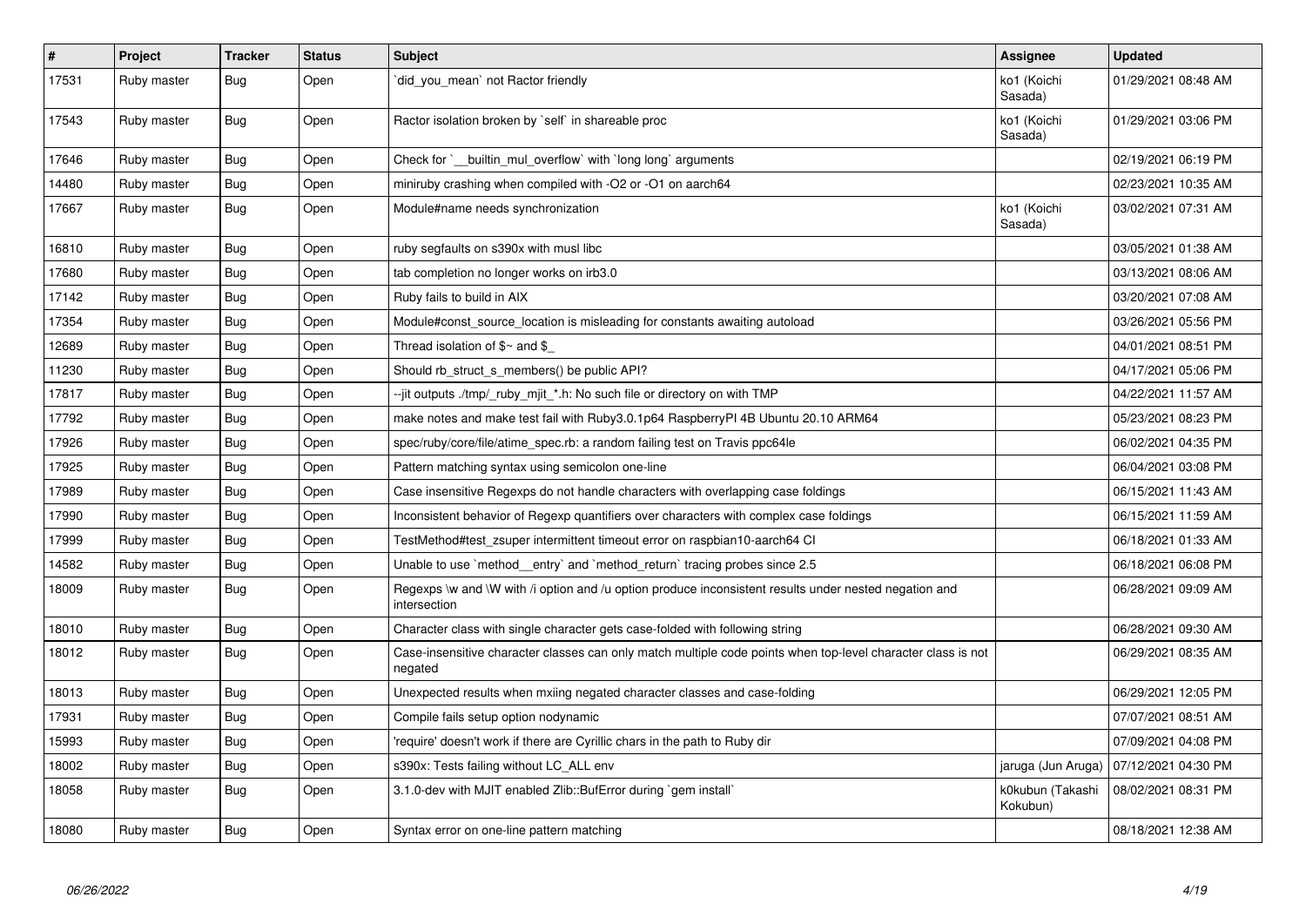| # | Project | Tracker | Status | Subject | Assignee | Updated |
|---|---|---|---|---|---|---|
| 17531 | Ruby master | Bug | Open | `did_you_mean` not Ractor friendly | ko1 (Koichi Sasada) | 01/29/2021 08:48 AM |
| 17543 | Ruby master | Bug | Open | Ractor isolation broken by `self` in shareable proc | ko1 (Koichi Sasada) | 01/29/2021 03:06 PM |
| 17646 | Ruby master | Bug | Open | Check for `__builtin_mul_overflow` with `long long` arguments | | 02/19/2021 06:19 PM |
| 14480 | Ruby master | Bug | Open | miniruby crashing when compiled with -O2 or -O1 on aarch64 | | 02/23/2021 10:35 AM |
| 17667 | Ruby master | Bug | Open | Module#name needs synchronization | ko1 (Koichi Sasada) | 03/02/2021 07:31 AM |
| 16810 | Ruby master | Bug | Open | ruby segfaults on s390x with musl libc | | 03/05/2021 01:38 AM |
| 17680 | Ruby master | Bug | Open | tab completion no longer works on irb3.0 | | 03/13/2021 08:06 AM |
| 17142 | Ruby master | Bug | Open | Ruby fails to build in AIX | | 03/20/2021 07:08 AM |
| 17354 | Ruby master | Bug | Open | Module#const_source_location is misleading for constants awaiting autoload | | 03/26/2021 05:56 PM |
| 12689 | Ruby master | Bug | Open | Thread isolation of $~ and $_ | | 04/01/2021 08:51 PM |
| 11230 | Ruby master | Bug | Open | Should rb_struct_s_members() be public API? | | 04/17/2021 05:06 PM |
| 17817 | Ruby master | Bug | Open | --jit outputs ./tmp/_ruby_mjit_*.h: No such file or directory on with TMP | | 04/22/2021 11:57 AM |
| 17792 | Ruby master | Bug | Open | make notes and make test fail with Ruby3.0.1p64 RaspberryPI 4B Ubuntu 20.10 ARM64 | | 05/23/2021 08:23 PM |
| 17926 | Ruby master | Bug | Open | spec/ruby/core/file/atime_spec.rb: a random failing test on Travis ppc64le | | 06/02/2021 04:35 PM |
| 17925 | Ruby master | Bug | Open | Pattern matching syntax using semicolon one-line | | 06/04/2021 03:08 PM |
| 17989 | Ruby master | Bug | Open | Case insensitive Regexps do not handle characters with overlapping case foldings | | 06/15/2021 11:43 AM |
| 17990 | Ruby master | Bug | Open | Inconsistent behavior of Regexp quantifiers over characters with complex case foldings | | 06/15/2021 11:59 AM |
| 17999 | Ruby master | Bug | Open | TestMethod#test_zsuper intermittent timeout error on raspbian10-aarch64 CI | | 06/18/2021 01:33 AM |
| 14582 | Ruby master | Bug | Open | Unable to use `method__entry` and `method_return` tracing probes since 2.5 | | 06/18/2021 06:08 PM |
| 18009 | Ruby master | Bug | Open | Regexps \w and \W with /i option and /u option produce inconsistent results under nested negation and intersection | | 06/28/2021 09:09 AM |
| 18010 | Ruby master | Bug | Open | Character class with single character gets case-folded with following string | | 06/28/2021 09:30 AM |
| 18012 | Ruby master | Bug | Open | Case-insensitive character classes can only match multiple code points when top-level character class is not negated | | 06/29/2021 08:35 AM |
| 18013 | Ruby master | Bug | Open | Unexpected results when mxiing negated character classes and case-folding | | 06/29/2021 12:05 PM |
| 17931 | Ruby master | Bug | Open | Compile fails setup option nodynamic | | 07/07/2021 08:51 AM |
| 15993 | Ruby master | Bug | Open | 'require' doesn't work if there are Cyrillic chars in the path to Ruby dir | | 07/09/2021 04:08 PM |
| 18002 | Ruby master | Bug | Open | s390x: Tests failing without LC_ALL env | jaruga (Jun Aruga) | 07/12/2021 04:30 PM |
| 18058 | Ruby master | Bug | Open | 3.1.0-dev with MJIT enabled Zlib::BufError during `gem install` | k0kubun (Takashi Kokubun) | 08/02/2021 08:31 PM |
| 18080 | Ruby master | Bug | Open | Syntax error on one-line pattern matching | | 08/18/2021 12:38 AM |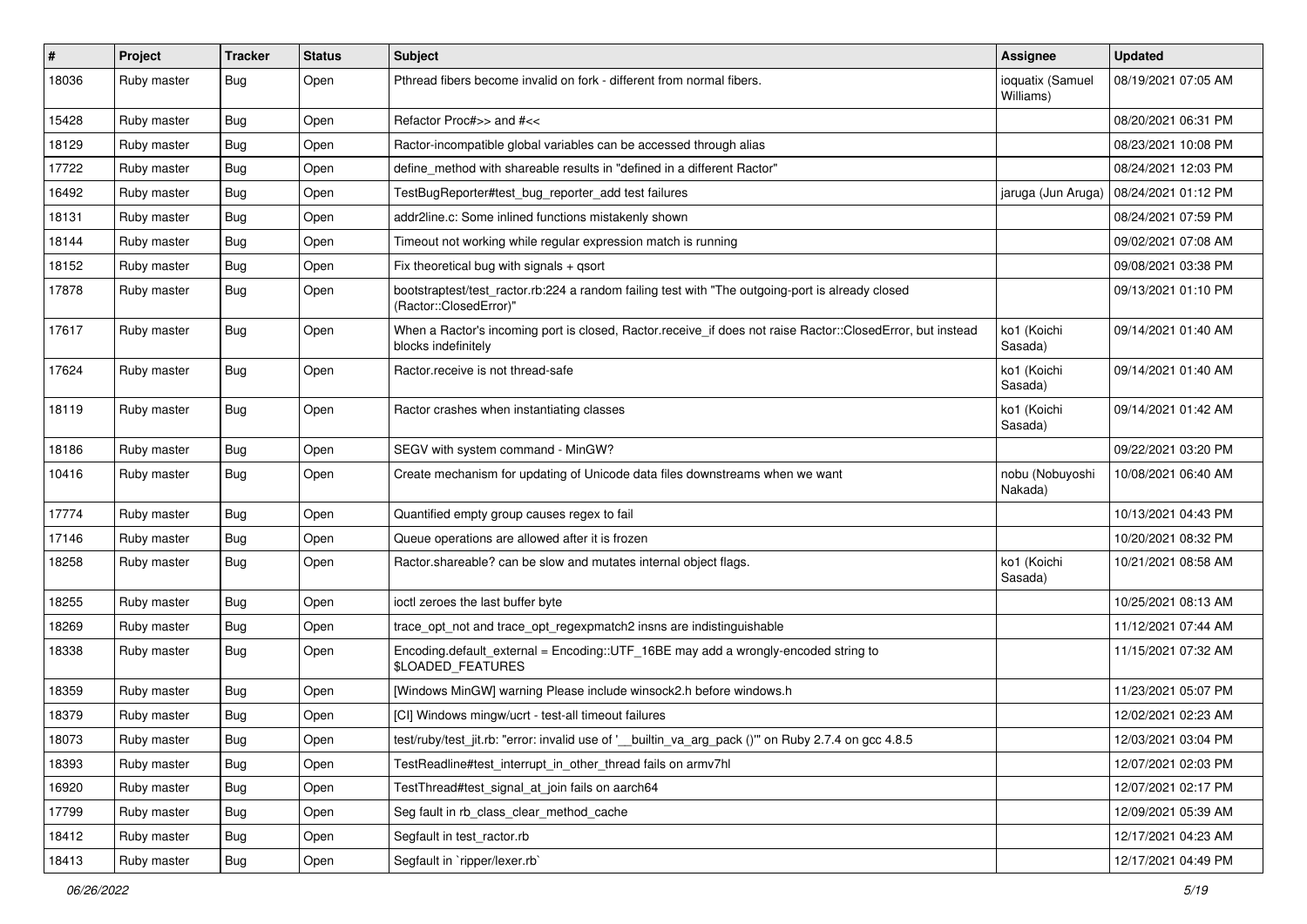| # | Project | Tracker | Status | Subject | Assignee | Updated |
|---|---|---|---|---|---|---|
| 18036 | Ruby master | Bug | Open | Pthread fibers become invalid on fork - different from normal fibers. | ioquatix (Samuel Williams) | 08/19/2021 07:05 AM |
| 15428 | Ruby master | Bug | Open | Refactor Proc#>> and #<< | | 08/20/2021 06:31 PM |
| 18129 | Ruby master | Bug | Open | Ractor-incompatible global variables can be accessed through alias | | 08/23/2021 10:08 PM |
| 17722 | Ruby master | Bug | Open | define_method with shareable results in "defined in a different Ractor" | | 08/24/2021 12:03 PM |
| 16492 | Ruby master | Bug | Open | TestBugReporter#test_bug_reporter_add test failures | jaruga (Jun Aruga) | 08/24/2021 01:12 PM |
| 18131 | Ruby master | Bug | Open | addr2line.c: Some inlined functions mistakenly shown | | 08/24/2021 07:59 PM |
| 18144 | Ruby master | Bug | Open | Timeout not working while regular expression match is running | | 09/02/2021 07:08 AM |
| 18152 | Ruby master | Bug | Open | Fix theoretical bug with signals + qsort | | 09/08/2021 03:38 PM |
| 17878 | Ruby master | Bug | Open | bootstraptest/test_ractor.rb:224 a random failing test with "The outgoing-port is already closed (Ractor::ClosedError)" | | 09/13/2021 01:10 PM |
| 17617 | Ruby master | Bug | Open | When a Ractor's incoming port is closed, Ractor.receive_if does not raise Ractor::ClosedError, but instead blocks indefinitely | ko1 (Koichi Sasada) | 09/14/2021 01:40 AM |
| 17624 | Ruby master | Bug | Open | Ractor.receive is not thread-safe | ko1 (Koichi Sasada) | 09/14/2021 01:40 AM |
| 18119 | Ruby master | Bug | Open | Ractor crashes when instantiating classes | ko1 (Koichi Sasada) | 09/14/2021 01:42 AM |
| 18186 | Ruby master | Bug | Open | SEGV with system command - MinGW? | | 09/22/2021 03:20 PM |
| 10416 | Ruby master | Bug | Open | Create mechanism for updating of Unicode data files downstreams when we want | nobu (Nobuyoshi Nakada) | 10/08/2021 06:40 AM |
| 17774 | Ruby master | Bug | Open | Quantified empty group causes regex to fail | | 10/13/2021 04:43 PM |
| 17146 | Ruby master | Bug | Open | Queue operations are allowed after it is frozen | | 10/20/2021 08:32 PM |
| 18258 | Ruby master | Bug | Open | Ractor.shareable? can be slow and mutates internal object flags. | ko1 (Koichi Sasada) | 10/21/2021 08:58 AM |
| 18255 | Ruby master | Bug | Open | ioctl zeroes the last buffer byte | | 10/25/2021 08:13 AM |
| 18269 | Ruby master | Bug | Open | trace_opt_not and trace_opt_regexpmatch2 insns are indistinguishable | | 11/12/2021 07:44 AM |
| 18338 | Ruby master | Bug | Open | Encoding.default_external = Encoding::UTF_16BE may add a wrongly-encoded string to $LOADED_FEATURES | | 11/15/2021 07:32 AM |
| 18359 | Ruby master | Bug | Open | [Windows MinGW] warning Please include winsock2.h before windows.h | | 11/23/2021 05:07 PM |
| 18379 | Ruby master | Bug | Open | [CI] Windows mingw/ucrt - test-all timeout failures | | 12/02/2021 02:23 AM |
| 18073 | Ruby master | Bug | Open | test/ruby/test_jit.rb: "error: invalid use of '__builtin_va_arg_pack ()'" on Ruby 2.7.4 on gcc 4.8.5 | | 12/03/2021 03:04 PM |
| 18393 | Ruby master | Bug | Open | TestReadline#test_interrupt_in_other_thread fails on armv7hl | | 12/07/2021 02:03 PM |
| 16920 | Ruby master | Bug | Open | TestThread#test_signal_at_join fails on aarch64 | | 12/07/2021 02:17 PM |
| 17799 | Ruby master | Bug | Open | Seg fault in rb_class_clear_method_cache | | 12/09/2021 05:39 AM |
| 18412 | Ruby master | Bug | Open | Segfault in test_ractor.rb | | 12/17/2021 04:23 AM |
| 18413 | Ruby master | Bug | Open | Segfault in `ripper/lexer.rb` | | 12/17/2021 04:49 PM |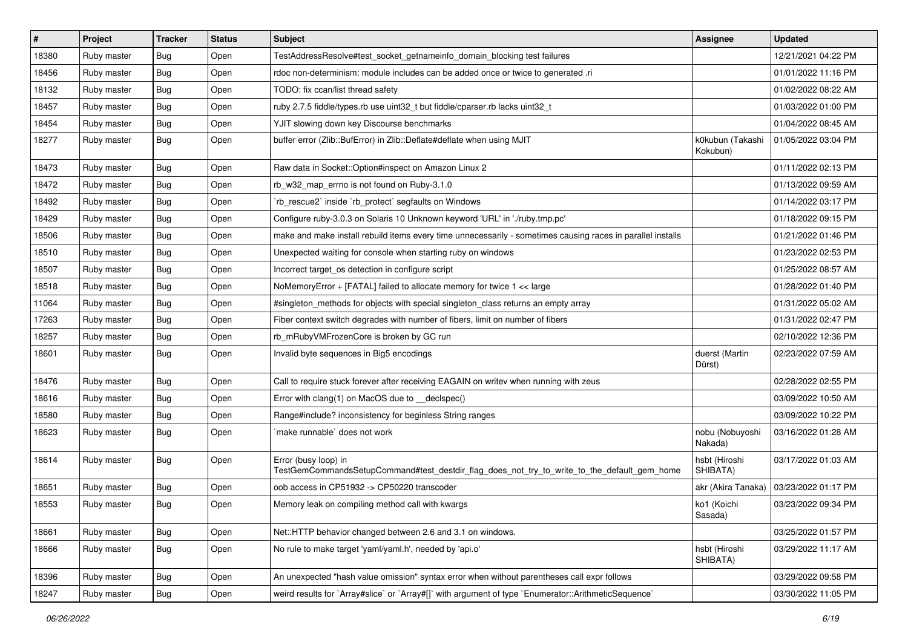| # | Project | Tracker | Status | Subject | Assignee | Updated |
| --- | --- | --- | --- | --- | --- | --- |
| 18380 | Ruby master | Bug | Open | TestAddressResolve#test_socket_getnameinfo_domain_blocking test failures | | 12/21/2021 04:22 PM |
| 18456 | Ruby master | Bug | Open | rdoc non-determinism: module includes can be added once or twice to generated .ri | | 01/01/2022 11:16 PM |
| 18132 | Ruby master | Bug | Open | TODO: fix ccan/list thread safety | | 01/02/2022 08:22 AM |
| 18457 | Ruby master | Bug | Open | ruby 2.7.5 fiddle/types.rb use uint32_t but fiddle/cparser.rb lacks uint32_t | | 01/03/2022 01:00 PM |
| 18454 | Ruby master | Bug | Open | YJIT slowing down key Discourse benchmarks | | 01/04/2022 08:45 AM |
| 18277 | Ruby master | Bug | Open | buffer error (Zlib::BufError) in Zlib::Deflate#deflate when using MJIT | k0kubun (Takashi Kokubun) | 01/05/2022 03:04 PM |
| 18473 | Ruby master | Bug | Open | Raw data in Socket::Option#inspect on Amazon Linux 2 | | 01/11/2022 02:13 PM |
| 18472 | Ruby master | Bug | Open | rb_w32_map_errno is not found on Ruby-3.1.0 | | 01/13/2022 09:59 AM |
| 18492 | Ruby master | Bug | Open | `rb_rescue2` inside `rb_protect` segfaults on Windows | | 01/14/2022 03:17 PM |
| 18429 | Ruby master | Bug | Open | Configure ruby-3.0.3 on Solaris 10 Unknown keyword 'URL' in './ruby.tmp.pc' | | 01/18/2022 09:15 PM |
| 18506 | Ruby master | Bug | Open | make and make install rebuild items every time unnecessarily - sometimes causing races in parallel installs | | 01/21/2022 01:46 PM |
| 18510 | Ruby master | Bug | Open | Unexpected waiting for console when starting ruby on windows | | 01/23/2022 02:53 PM |
| 18507 | Ruby master | Bug | Open | Incorrect target_os detection in configure script | | 01/25/2022 08:57 AM |
| 18518 | Ruby master | Bug | Open | NoMemoryError + [FATAL] failed to allocate memory for twice 1 << large | | 01/28/2022 01:40 PM |
| 11064 | Ruby master | Bug | Open | #singleton_methods for objects with special singleton_class returns an empty array | | 01/31/2022 05:02 AM |
| 17263 | Ruby master | Bug | Open | Fiber context switch degrades with number of fibers, limit on number of fibers | | 01/31/2022 02:47 PM |
| 18257 | Ruby master | Bug | Open | rb_mRubyVMFrozenCore is broken by GC run | | 02/10/2022 12:36 PM |
| 18601 | Ruby master | Bug | Open | Invalid byte sequences in Big5 encodings | duerst (Martin Dürst) | 02/23/2022 07:59 AM |
| 18476 | Ruby master | Bug | Open | Call to require stuck forever after receiving EAGAIN on writev when running with zeus | | 02/28/2022 02:55 PM |
| 18616 | Ruby master | Bug | Open | Error with clang(1) on MacOS due to __declspec() | | 03/09/2022 10:50 AM |
| 18580 | Ruby master | Bug | Open | Range#include? inconsistency for beginless String ranges | | 03/09/2022 10:22 PM |
| 18623 | Ruby master | Bug | Open | `make runnable` does not work | nobu (Nobuyoshi Nakada) | 03/16/2022 01:28 AM |
| 18614 | Ruby master | Bug | Open | Error (busy loop) in TestGemCommandsSetupCommand#test_destdir_flag_does_not_try_to_write_to_the_default_gem_home | hsbt (Hiroshi SHIBATA) | 03/17/2022 01:03 AM |
| 18651 | Ruby master | Bug | Open | oob access in CP51932 -> CP50220 transcoder | akr (Akira Tanaka) | 03/23/2022 01:17 PM |
| 18553 | Ruby master | Bug | Open | Memory leak on compiling method call with kwargs | ko1 (Koichi Sasada) | 03/23/2022 09:34 PM |
| 18661 | Ruby master | Bug | Open | Net::HTTP behavior changed between 2.6 and 3.1 on windows. | | 03/25/2022 01:57 PM |
| 18666 | Ruby master | Bug | Open | No rule to make target 'yaml/yaml.h', needed by 'api.o' | hsbt (Hiroshi SHIBATA) | 03/29/2022 11:17 AM |
| 18396 | Ruby master | Bug | Open | An unexpected "hash value omission" syntax error when without parentheses call expr follows | | 03/29/2022 09:58 PM |
| 18247 | Ruby master | Bug | Open | weird results for `Array#slice` or `Array#[]` with argument of type `Enumerator::ArithmeticSequence` | | 03/30/2022 11:05 PM |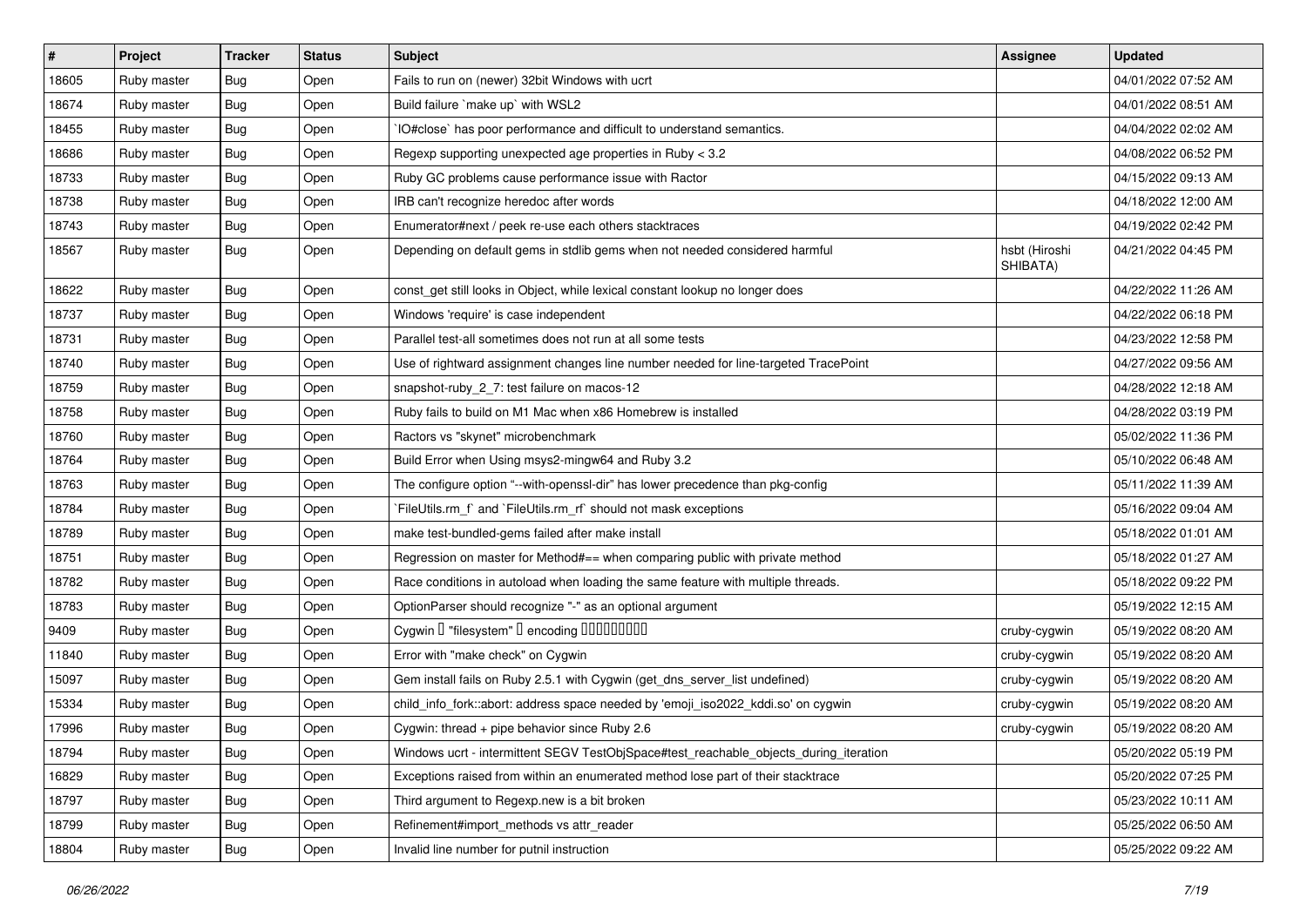| # | Project | Tracker | Status | Subject | Assignee | Updated |
|---|---|---|---|---|---|---|
| 18605 | Ruby master | Bug | Open | Fails to run on (newer) 32bit Windows with ucrt | | 04/01/2022 07:52 AM |
| 18674 | Ruby master | Bug | Open | Build failure `make up` with WSL2 | | 04/01/2022 08:51 AM |
| 18455 | Ruby master | Bug | Open | `IO#close` has poor performance and difficult to understand semantics. | | 04/04/2022 02:02 AM |
| 18686 | Ruby master | Bug | Open | Regexp supporting unexpected age properties in Ruby < 3.2 | | 04/08/2022 06:52 PM |
| 18733 | Ruby master | Bug | Open | Ruby GC problems cause performance issue with Ractor | | 04/15/2022 09:13 AM |
| 18738 | Ruby master | Bug | Open | IRB can't recognize heredoc after words | | 04/18/2022 12:00 AM |
| 18743 | Ruby master | Bug | Open | Enumerator#next / peek re-use each others stacktraces | | 04/19/2022 02:42 PM |
| 18567 | Ruby master | Bug | Open | Depending on default gems in stdlib gems when not needed considered harmful | hsbt (Hiroshi SHIBATA) | 04/21/2022 04:45 PM |
| 18622 | Ruby master | Bug | Open | const_get still looks in Object, while lexical constant lookup no longer does | | 04/22/2022 11:26 AM |
| 18737 | Ruby master | Bug | Open | Windows 'require' is case independent | | 04/22/2022 06:18 PM |
| 18731 | Ruby master | Bug | Open | Parallel test-all sometimes does not run at all some tests | | 04/23/2022 12:58 PM |
| 18740 | Ruby master | Bug | Open | Use of rightward assignment changes line number needed for line-targeted TracePoint | | 04/27/2022 09:56 AM |
| 18759 | Ruby master | Bug | Open | snapshot-ruby_2_7: test failure on macos-12 | | 04/28/2022 12:18 AM |
| 18758 | Ruby master | Bug | Open | Ruby fails to build on M1 Mac when x86 Homebrew is installed | | 04/28/2022 03:19 PM |
| 18760 | Ruby master | Bug | Open | Ractors vs "skynet" microbenchmark | | 05/02/2022 11:36 PM |
| 18764 | Ruby master | Bug | Open | Build Error when Using msys2-mingw64 and Ruby 3.2 | | 05/10/2022 06:48 AM |
| 18763 | Ruby master | Bug | Open | The configure option "--with-openssl-dir" has lower precedence than pkg-config | | 05/11/2022 11:39 AM |
| 18784 | Ruby master | Bug | Open | `FileUtils.rm_f` and `FileUtils.rm_rf` should not mask exceptions | | 05/16/2022 09:04 AM |
| 18789 | Ruby master | Bug | Open | make test-bundled-gems failed after make install | | 05/18/2022 01:01 AM |
| 18751 | Ruby master | Bug | Open | Regression on master for Method#== when comparing public with private method | | 05/18/2022 01:27 AM |
| 18782 | Ruby master | Bug | Open | Race conditions in autoload when loading the same feature with multiple threads. | | 05/18/2022 09:22 PM |
| 18783 | Ruby master | Bug | Open | OptionParser should recognize "-" as an optional argument | | 05/19/2022 12:15 AM |
| 9409 | Ruby master | Bug | Open | Cygwin � "filesystem" � encoding ��������� | cruby-cygwin | 05/19/2022 08:20 AM |
| 11840 | Ruby master | Bug | Open | Error with "make check" on Cygwin | cruby-cygwin | 05/19/2022 08:20 AM |
| 15097 | Ruby master | Bug | Open | Gem install fails on Ruby 2.5.1 with Cygwin (get_dns_server_list undefined) | cruby-cygwin | 05/19/2022 08:20 AM |
| 15334 | Ruby master | Bug | Open | child_info_fork::abort: address space needed by 'emoji_iso2022_kddi.so' on cygwin | cruby-cygwin | 05/19/2022 08:20 AM |
| 17996 | Ruby master | Bug | Open | Cygwin: thread + pipe behavior since Ruby 2.6 | cruby-cygwin | 05/19/2022 08:20 AM |
| 18794 | Ruby master | Bug | Open | Windows ucrt - intermittent SEGV TestObjSpace#test_reachable_objects_during_iteration | | 05/20/2022 05:19 PM |
| 16829 | Ruby master | Bug | Open | Exceptions raised from within an enumerated method lose part of their stacktrace | | 05/20/2022 07:25 PM |
| 18797 | Ruby master | Bug | Open | Third argument to Regexp.new is a bit broken | | 05/23/2022 10:11 AM |
| 18799 | Ruby master | Bug | Open | Refinement#import_methods vs attr_reader | | 05/25/2022 06:50 AM |
| 18804 | Ruby master | Bug | Open | Invalid line number for putnil instruction | | 05/25/2022 09:22 AM |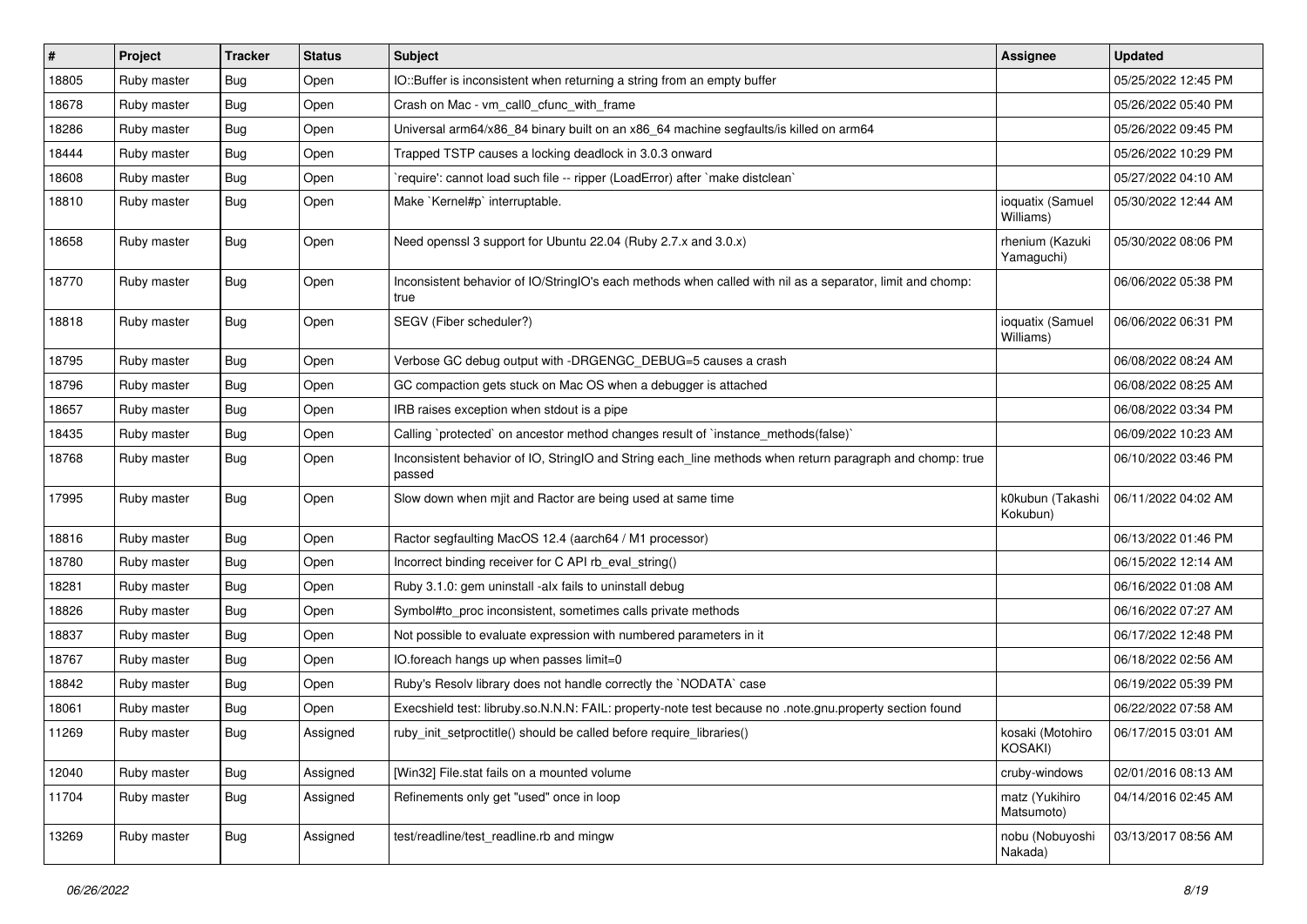| # | Project | Tracker | Status | Subject | Assignee | Updated |
|---|---|---|---|---|---|---|
| 18805 | Ruby master | Bug | Open | IO::Buffer is inconsistent when returning a string from an empty buffer | | 05/25/2022 12:45 PM |
| 18678 | Ruby master | Bug | Open | Crash on Mac - vm_call0_cfunc_with_frame | | 05/26/2022 05:40 PM |
| 18286 | Ruby master | Bug | Open | Universal arm64/x86_84 binary built on an x86_64 machine segfaults/is killed on arm64 | | 05/26/2022 09:45 PM |
| 18444 | Ruby master | Bug | Open | Trapped TSTP causes a locking deadlock in 3.0.3 onward | | 05/26/2022 10:29 PM |
| 18608 | Ruby master | Bug | Open | `require': cannot load such file -- ripper (LoadError) after `make distclean` | | 05/27/2022 04:10 AM |
| 18810 | Ruby master | Bug | Open | Make `Kernel#p` interruptable. | ioquatix (Samuel Williams) | 05/30/2022 12:44 AM |
| 18658 | Ruby master | Bug | Open | Need openssl 3 support for Ubuntu 22.04 (Ruby 2.7.x and 3.0.x) | rhenium (Kazuki Yamaguchi) | 05/30/2022 08:06 PM |
| 18770 | Ruby master | Bug | Open | Inconsistent behavior of IO/StringIO's each methods when called with nil as a separator, limit and chomp: true | | 06/06/2022 05:38 PM |
| 18818 | Ruby master | Bug | Open | SEGV (Fiber scheduler?) | ioquatix (Samuel Williams) | 06/06/2022 06:31 PM |
| 18795 | Ruby master | Bug | Open | Verbose GC debug output with -DRGENGC_DEBUG=5 causes a crash | | 06/08/2022 08:24 AM |
| 18796 | Ruby master | Bug | Open | GC compaction gets stuck on Mac OS when a debugger is attached | | 06/08/2022 08:25 AM |
| 18657 | Ruby master | Bug | Open | IRB raises exception when stdout is a pipe | | 06/08/2022 03:34 PM |
| 18435 | Ruby master | Bug | Open | Calling `protected` on ancestor method changes result of `instance_methods(false)` | | 06/09/2022 10:23 AM |
| 18768 | Ruby master | Bug | Open | Inconsistent behavior of IO, StringIO and String each_line methods when return paragraph and chomp: true passed | | 06/10/2022 03:46 PM |
| 17995 | Ruby master | Bug | Open | Slow down when mjit and Ractor are being used at same time | k0kubun (Takashi Kokubun) | 06/11/2022 04:02 AM |
| 18816 | Ruby master | Bug | Open | Ractor segfaulting MacOS 12.4 (aarch64 / M1 processor) | | 06/13/2022 01:46 PM |
| 18780 | Ruby master | Bug | Open | Incorrect binding receiver for C API rb_eval_string() | | 06/15/2022 12:14 AM |
| 18281 | Ruby master | Bug | Open | Ruby 3.1.0: gem uninstall -alx fails to uninstall debug | | 06/16/2022 01:08 AM |
| 18826 | Ruby master | Bug | Open | Symbol#to_proc inconsistent, sometimes calls private methods | | 06/16/2022 07:27 AM |
| 18837 | Ruby master | Bug | Open | Not possible to evaluate expression with numbered parameters in it | | 06/17/2022 12:48 PM |
| 18767 | Ruby master | Bug | Open | IO.foreach hangs up when passes limit=0 | | 06/18/2022 02:56 AM |
| 18842 | Ruby master | Bug | Open | Ruby's Resolv library does not handle correctly the `NODATA` case | | 06/19/2022 05:39 PM |
| 18061 | Ruby master | Bug | Open | Execshield test: libruby.so.N.N.N: FAIL: property-note test because no .note.gnu.property section found | | 06/22/2022 07:58 AM |
| 11269 | Ruby master | Bug | Assigned | ruby_init_setproctitle() should be called before require_libraries() | kosaki (Motohiro KOSAKI) | 06/17/2015 03:01 AM |
| 12040 | Ruby master | Bug | Assigned | [Win32] File.stat fails on a mounted volume | cruby-windows | 02/01/2016 08:13 AM |
| 11704 | Ruby master | Bug | Assigned | Refinements only get "used" once in loop | matz (Yukihiro Matsumoto) | 04/14/2016 02:45 AM |
| 13269 | Ruby master | Bug | Assigned | test/readline/test_readline.rb and mingw | nobu (Nobuyoshi Nakada) | 03/13/2017 08:56 AM |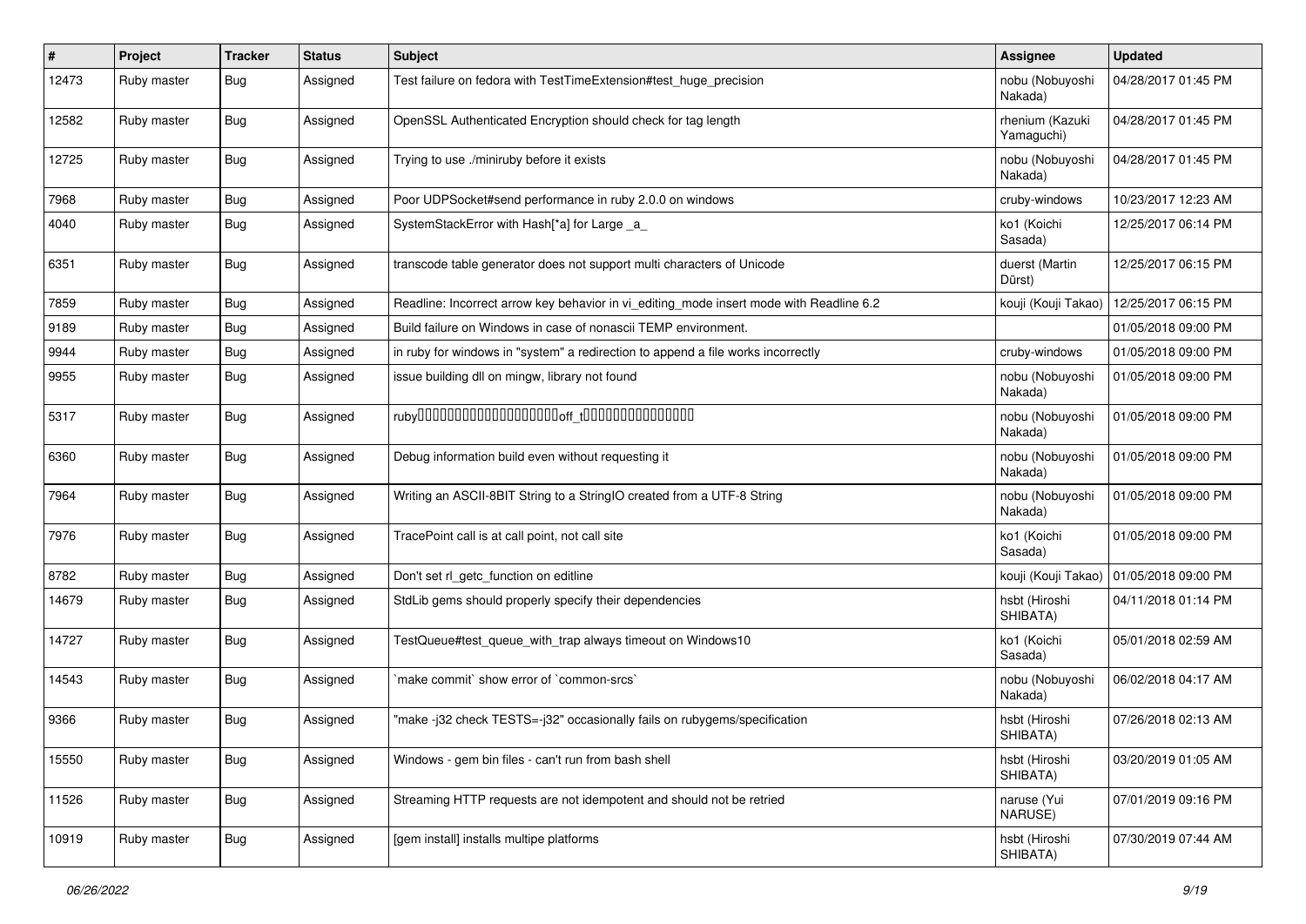| # | Project | Tracker | Status | Subject | Assignee | Updated |
|---|---|---|---|---|---|---|
| 12473 | Ruby master | Bug | Assigned | Test failure on fedora with TestTimeExtension#test_huge_precision | nobu (Nobuyoshi Nakada) | 04/28/2017 01:45 PM |
| 12582 | Ruby master | Bug | Assigned | OpenSSL Authenticated Encryption should check for tag length | rhenium (Kazuki Yamaguchi) | 04/28/2017 01:45 PM |
| 12725 | Ruby master | Bug | Assigned | Trying to use ./miniruby before it exists | nobu (Nobuyoshi Nakada) | 04/28/2017 01:45 PM |
| 7968 | Ruby master | Bug | Assigned | Poor UDPSocket#send performance in ruby 2.0.0 on windows | cruby-windows | 10/23/2017 12:23 AM |
| 4040 | Ruby master | Bug | Assigned | SystemStackError with Hash[*a] for Large _a_ | ko1 (Koichi Sasada) | 12/25/2017 06:14 PM |
| 6351 | Ruby master | Bug | Assigned | transcode table generator does not support multi characters of Unicode | duerst (Martin Dürst) | 12/25/2017 06:15 PM |
| 7859 | Ruby master | Bug | Assigned | Readline: Incorrect arrow key behavior in vi_editing_mode insert mode with Readline 6.2 | kouji (Kouji Takao) | 12/25/2017 06:15 PM |
| 9189 | Ruby master | Bug | Assigned | Build failure on Windows in case of nonascii TEMP environment. | | 01/05/2018 09:00 PM |
| 9944 | Ruby master | Bug | Assigned | in ruby for windows in "system" a redirection to append a file works incorrectly | cruby-windows | 01/05/2018 09:00 PM |
| 9955 | Ruby master | Bug | Assigned | issue building dll on mingw, library not found | nobu (Nobuyoshi Nakada) | 01/05/2018 09:00 PM |
| 5317 | Ruby master | Bug | Assigned | ruby�������������������off_t��������������� | nobu (Nobuyoshi Nakada) | 01/05/2018 09:00 PM |
| 6360 | Ruby master | Bug | Assigned | Debug information build even without requesting it | nobu (Nobuyoshi Nakada) | 01/05/2018 09:00 PM |
| 7964 | Ruby master | Bug | Assigned | Writing an ASCII-8BIT String to a StringIO created from a UTF-8 String | nobu (Nobuyoshi Nakada) | 01/05/2018 09:00 PM |
| 7976 | Ruby master | Bug | Assigned | TracePoint call is at call point, not call site | ko1 (Koichi Sasada) | 01/05/2018 09:00 PM |
| 8782 | Ruby master | Bug | Assigned | Don't set rl_getc_function on editline | kouji (Kouji Takao) | 01/05/2018 09:00 PM |
| 14679 | Ruby master | Bug | Assigned | StdLib gems should properly specify their dependencies | hsbt (Hiroshi SHIBATA) | 04/11/2018 01:14 PM |
| 14727 | Ruby master | Bug | Assigned | TestQueue#test_queue_with_trap always timeout on Windows10 | ko1 (Koichi Sasada) | 05/01/2018 02:59 AM |
| 14543 | Ruby master | Bug | Assigned | `make commit` show error of `common-srcs` | nobu (Nobuyoshi Nakada) | 06/02/2018 04:17 AM |
| 9366 | Ruby master | Bug | Assigned | "make -j32 check TESTS=-j32" occasionally fails on rubygems/specification | hsbt (Hiroshi SHIBATA) | 07/26/2018 02:13 AM |
| 15550 | Ruby master | Bug | Assigned | Windows - gem bin files - can't run from bash shell | hsbt (Hiroshi SHIBATA) | 03/20/2019 01:05 AM |
| 11526 | Ruby master | Bug | Assigned | Streaming HTTP requests are not idempotent and should not be retried | naruse (Yui NARUSE) | 07/01/2019 09:16 PM |
| 10919 | Ruby master | Bug | Assigned | [gem install] installs multipe platforms | hsbt (Hiroshi SHIBATA) | 07/30/2019 07:44 AM |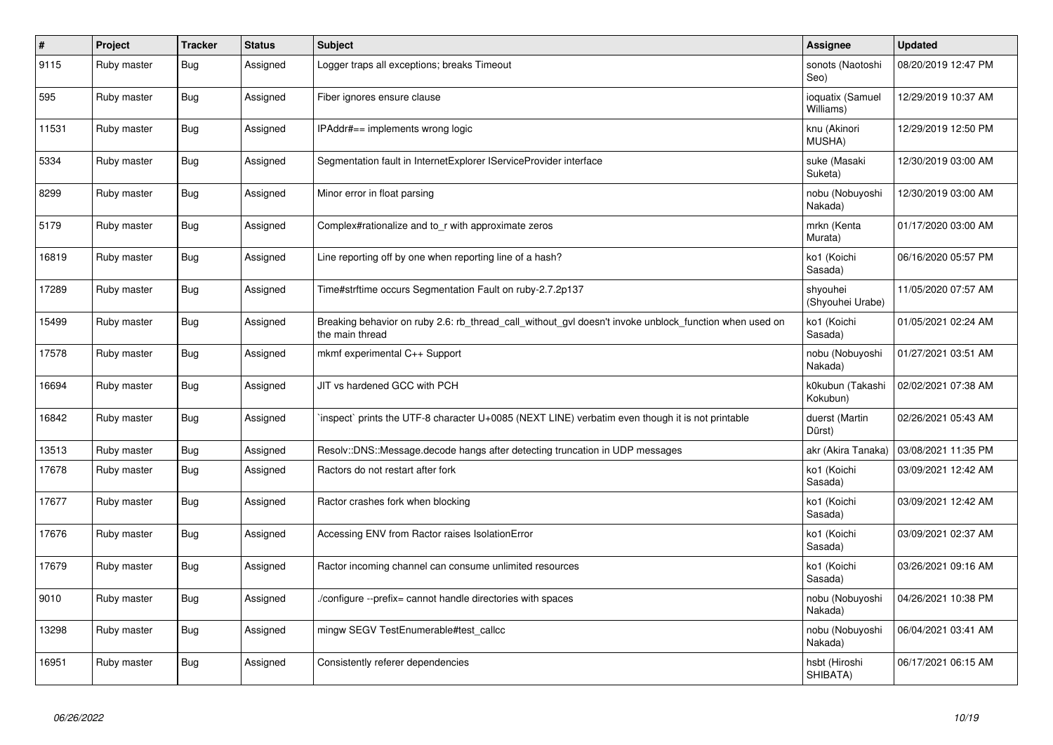| # | Project | Tracker | Status | Subject | Assignee | Updated |
|---|---|---|---|---|---|---|
| 9115 | Ruby master | Bug | Assigned | Logger traps all exceptions; breaks Timeout | sonots (Naotoshi Seo) | 08/20/2019 12:47 PM |
| 595 | Ruby master | Bug | Assigned | Fiber ignores ensure clause | ioquatix (Samuel Williams) | 12/29/2019 10:37 AM |
| 11531 | Ruby master | Bug | Assigned | IPAddr#== implements wrong logic | knu (Akinori MUSHA) | 12/29/2019 12:50 PM |
| 5334 | Ruby master | Bug | Assigned | Segmentation fault in InternetExplorer IServiceProvider interface | suke (Masaki Suketa) | 12/30/2019 03:00 AM |
| 8299 | Ruby master | Bug | Assigned | Minor error in float parsing | nobu (Nobuyoshi Nakada) | 12/30/2019 03:00 AM |
| 5179 | Ruby master | Bug | Assigned | Complex#rationalize and to_r with approximate zeros | mrkn (Kenta Murata) | 01/17/2020 03:00 AM |
| 16819 | Ruby master | Bug | Assigned | Line reporting off by one when reporting line of a hash? | ko1 (Koichi Sasada) | 06/16/2020 05:57 PM |
| 17289 | Ruby master | Bug | Assigned | Time#strftime occurs Segmentation Fault on ruby-2.7.2p137 | shyouhei (Shyouhei Urabe) | 11/05/2020 07:57 AM |
| 15499 | Ruby master | Bug | Assigned | Breaking behavior on ruby 2.6: rb_thread_call_without_gvl doesn't invoke unblock_function when used on the main thread | ko1 (Koichi Sasada) | 01/05/2021 02:24 AM |
| 17578 | Ruby master | Bug | Assigned | mkmf experimental C++ Support | nobu (Nobuyoshi Nakada) | 01/27/2021 03:51 AM |
| 16694 | Ruby master | Bug | Assigned | JIT vs hardened GCC with PCH | k0kubun (Takashi Kokubun) | 02/02/2021 07:38 AM |
| 16842 | Ruby master | Bug | Assigned | `inspect` prints the UTF-8 character U+0085 (NEXT LINE) verbatim even though it is not printable | duerst (Martin Dürst) | 02/26/2021 05:43 AM |
| 13513 | Ruby master | Bug | Assigned | Resolv::DNS::Message.decode hangs after detecting truncation in UDP messages | akr (Akira Tanaka) | 03/08/2021 11:35 PM |
| 17678 | Ruby master | Bug | Assigned | Ractors do not restart after fork | ko1 (Koichi Sasada) | 03/09/2021 12:42 AM |
| 17677 | Ruby master | Bug | Assigned | Ractor crashes fork when blocking | ko1 (Koichi Sasada) | 03/09/2021 12:42 AM |
| 17676 | Ruby master | Bug | Assigned | Accessing ENV from Ractor raises IsolationError | ko1 (Koichi Sasada) | 03/09/2021 02:37 AM |
| 17679 | Ruby master | Bug | Assigned | Ractor incoming channel can consume unlimited resources | ko1 (Koichi Sasada) | 03/26/2021 09:16 AM |
| 9010 | Ruby master | Bug | Assigned | ./configure --prefix= cannot handle directories with spaces | nobu (Nobuyoshi Nakada) | 04/26/2021 10:38 PM |
| 13298 | Ruby master | Bug | Assigned | mingw SEGV TestEnumerable#test_callcc | nobu (Nobuyoshi Nakada) | 06/04/2021 03:41 AM |
| 16951 | Ruby master | Bug | Assigned | Consistently referer dependencies | hsbt (Hiroshi SHIBATA) | 06/17/2021 06:15 AM |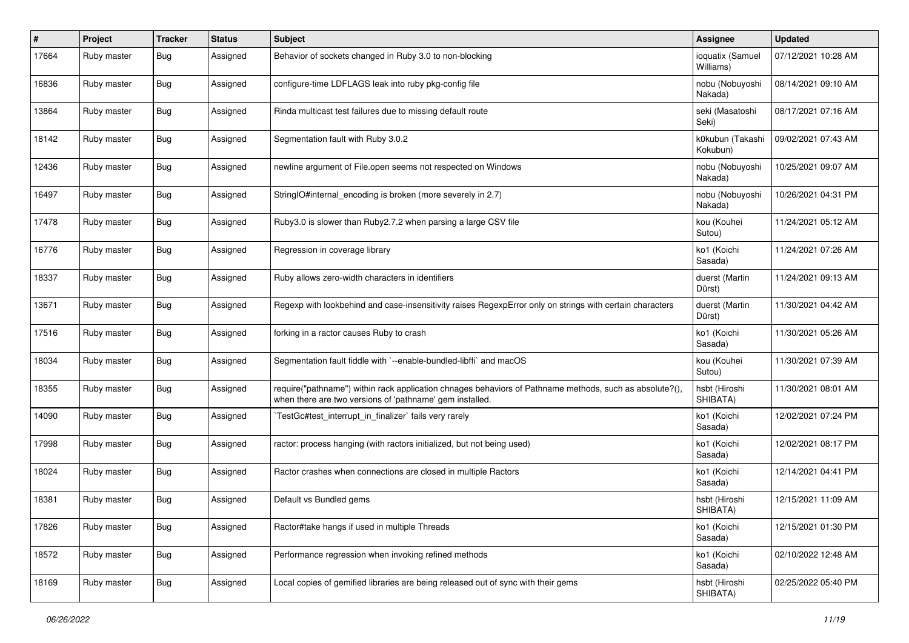| # | Project | Tracker | Status | Subject | Assignee | Updated |
| --- | --- | --- | --- | --- | --- | --- |
| 17664 | Ruby master | Bug | Assigned | Behavior of sockets changed in Ruby 3.0 to non-blocking | ioquatix (Samuel Williams) | 07/12/2021 10:28 AM |
| 16836 | Ruby master | Bug | Assigned | configure-time LDFLAGS leak into ruby pkg-config file | nobu (Nobuyoshi Nakada) | 08/14/2021 09:10 AM |
| 13864 | Ruby master | Bug | Assigned | Rinda multicast test failures due to missing default route | seki (Masatoshi Seki) | 08/17/2021 07:16 AM |
| 18142 | Ruby master | Bug | Assigned | Segmentation fault with Ruby 3.0.2 | k0kubun (Takashi Kokubun) | 09/02/2021 07:43 AM |
| 12436 | Ruby master | Bug | Assigned | newline argument of File.open seems not respected on Windows | nobu (Nobuyoshi Nakada) | 10/25/2021 09:07 AM |
| 16497 | Ruby master | Bug | Assigned | StringIO#internal_encoding is broken (more severely in 2.7) | nobu (Nobuyoshi Nakada) | 10/26/2021 04:31 PM |
| 17478 | Ruby master | Bug | Assigned | Ruby3.0 is slower than Ruby2.7.2 when parsing a large CSV file | kou (Kouhei Sutou) | 11/24/2021 05:12 AM |
| 16776 | Ruby master | Bug | Assigned | Regression in coverage library | ko1 (Koichi Sasada) | 11/24/2021 07:26 AM |
| 18337 | Ruby master | Bug | Assigned | Ruby allows zero-width characters in identifiers | duerst (Martin Dürst) | 11/24/2021 09:13 AM |
| 13671 | Ruby master | Bug | Assigned | Regexp with lookbehind and case-insensitivity raises RegexpError only on strings with certain characters | duerst (Martin Dürst) | 11/30/2021 04:42 AM |
| 17516 | Ruby master | Bug | Assigned | forking in a ractor causes Ruby to crash | ko1 (Koichi Sasada) | 11/30/2021 05:26 AM |
| 18034 | Ruby master | Bug | Assigned | Segmentation fault fiddle with `--enable-bundled-libffi` and macOS | kou (Kouhei Sutou) | 11/30/2021 07:39 AM |
| 18355 | Ruby master | Bug | Assigned | require("pathname") within rack application chnages behaviors of Pathname methods, such as absolute?(), when there are two versions of 'pathname' gem installed. | hsbt (Hiroshi SHIBATA) | 11/30/2021 08:01 AM |
| 14090 | Ruby master | Bug | Assigned | `TestGc#test_interrupt_in_finalizer` fails very rarely | ko1 (Koichi Sasada) | 12/02/2021 07:24 PM |
| 17998 | Ruby master | Bug | Assigned | ractor: process hanging (with ractors initialized, but not being used) | ko1 (Koichi Sasada) | 12/02/2021 08:17 PM |
| 18024 | Ruby master | Bug | Assigned | Ractor crashes when connections are closed in multiple Ractors | ko1 (Koichi Sasada) | 12/14/2021 04:41 PM |
| 18381 | Ruby master | Bug | Assigned | Default vs Bundled gems | hsbt (Hiroshi SHIBATA) | 12/15/2021 11:09 AM |
| 17826 | Ruby master | Bug | Assigned | Ractor#take hangs if used in multiple Threads | ko1 (Koichi Sasada) | 12/15/2021 01:30 PM |
| 18572 | Ruby master | Bug | Assigned | Performance regression when invoking refined methods | ko1 (Koichi Sasada) | 02/10/2022 12:48 AM |
| 18169 | Ruby master | Bug | Assigned | Local copies of gemified libraries are being released out of sync with their gems | hsbt (Hiroshi SHIBATA) | 02/25/2022 05:40 PM |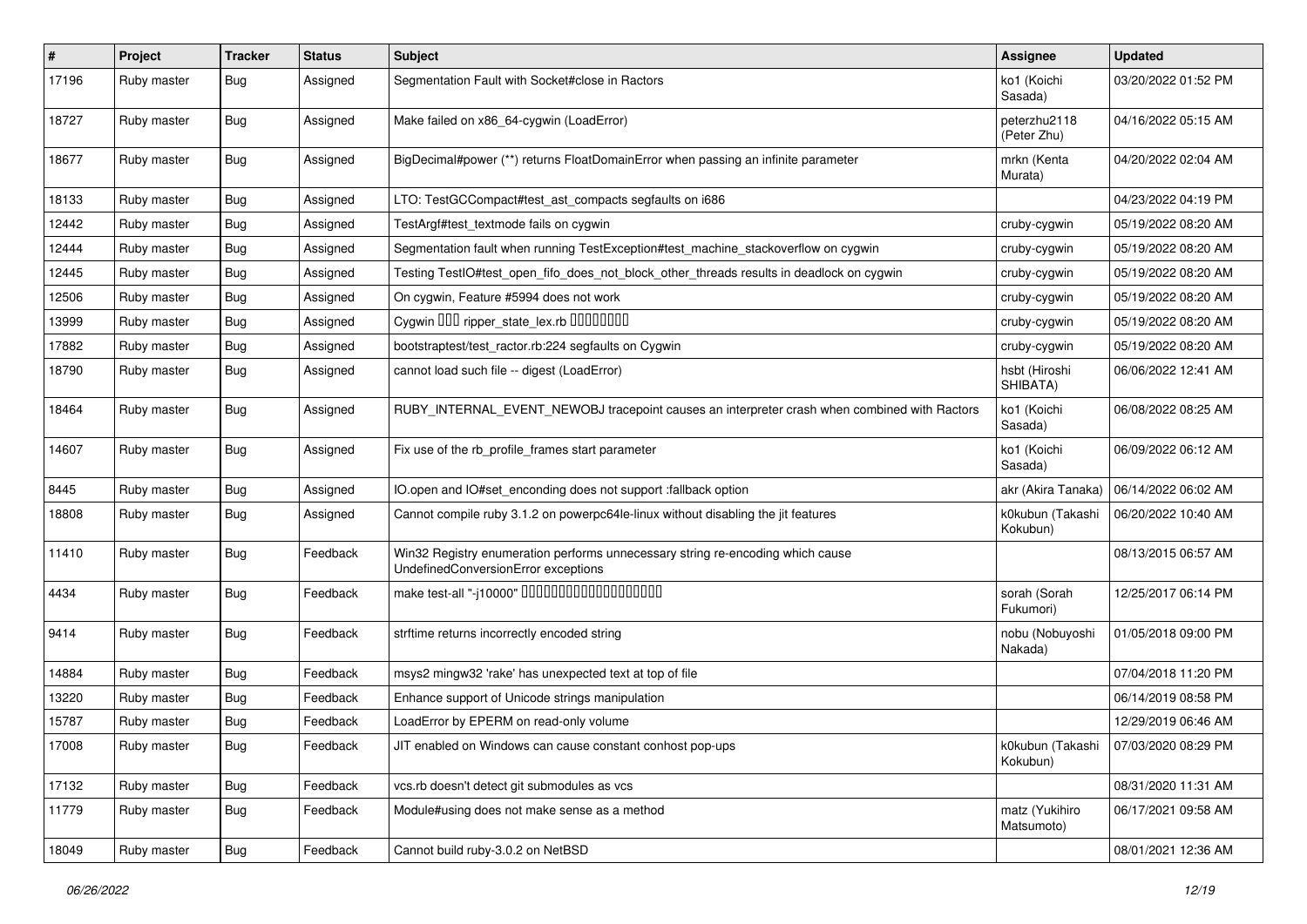| # | Project | Tracker | Status | Subject | Assignee | Updated |
|---|---|---|---|---|---|---|
| 17196 | Ruby master | Bug | Assigned | Segmentation Fault with Socket#close in Ractors | ko1 (Koichi Sasada) | 03/20/2022 01:52 PM |
| 18727 | Ruby master | Bug | Assigned | Make failed on x86_64-cygwin (LoadError) | peterzhu2118 (Peter Zhu) | 04/16/2022 05:15 AM |
| 18677 | Ruby master | Bug | Assigned | BigDecimal#power (**) returns FloatDomainError when passing an infinite parameter | mrkn (Kenta Murata) | 04/20/2022 02:04 AM |
| 18133 | Ruby master | Bug | Assigned | LTO: TestGCCompact#test_ast_compacts segfaults on i686 | | 04/23/2022 04:19 PM |
| 12442 | Ruby master | Bug | Assigned | TestArgf#test_textmode fails on cygwin | cruby-cygwin | 05/19/2022 08:20 AM |
| 12444 | Ruby master | Bug | Assigned | Segmentation fault when running TestException#test_machine_stackoverflow on cygwin | cruby-cygwin | 05/19/2022 08:20 AM |
| 12445 | Ruby master | Bug | Assigned | Testing TestIO#test_open_fifo_does_not_block_other_threads results in deadlock on cygwin | cruby-cygwin | 05/19/2022 08:20 AM |
| 12506 | Ruby master | Bug | Assigned | On cygwin, Feature #5994 does not work | cruby-cygwin | 05/19/2022 08:20 AM |
| 13999 | Ruby master | Bug | Assigned | Cygwin ��� ripper_state_lex.rb ��������� | cruby-cygwin | 05/19/2022 08:20 AM |
| 17882 | Ruby master | Bug | Assigned | bootstraptest/test_ractor.rb:224 segfaults on Cygwin | cruby-cygwin | 05/19/2022 08:20 AM |
| 18790 | Ruby master | Bug | Assigned | cannot load such file -- digest (LoadError) | hsbt (Hiroshi SHIBATA) | 06/06/2022 12:41 AM |
| 18464 | Ruby master | Bug | Assigned | RUBY_INTERNAL_EVENT_NEWOBJ tracepoint causes an interpreter crash when combined with Ractors | ko1 (Koichi Sasada) | 06/08/2022 08:25 AM |
| 14607 | Ruby master | Bug | Assigned | Fix use of the rb_profile_frames start parameter | ko1 (Koichi Sasada) | 06/09/2022 06:12 AM |
| 8445 | Ruby master | Bug | Assigned | IO.open and IO#set_enconding does not support :fallback option | akr (Akira Tanaka) | 06/14/2022 06:02 AM |
| 18808 | Ruby master | Bug | Assigned | Cannot compile ruby 3.1.2 on powerpc64le-linux without disabling the jit features | k0kubun (Takashi Kokubun) | 06/20/2022 10:40 AM |
| 11410 | Ruby master | Bug | Feedback | Win32 Registry enumeration performs unnecessary string re-encoding which cause UndefinedConversionError exceptions | | 08/13/2015 06:57 AM |
| 4434 | Ruby master | Bug | Feedback | make test-all "-j10000" ��������������������� | sorah (Sorah Fukumori) | 12/25/2017 06:14 PM |
| 9414 | Ruby master | Bug | Feedback | strftime returns incorrectly encoded string | nobu (Nobuyoshi Nakada) | 01/05/2018 09:00 PM |
| 14884 | Ruby master | Bug | Feedback | msys2 mingw32 'rake' has unexpected text at top of file | | 07/04/2018 11:20 PM |
| 13220 | Ruby master | Bug | Feedback | Enhance support of Unicode strings manipulation | | 06/14/2019 08:58 PM |
| 15787 | Ruby master | Bug | Feedback | LoadError by EPERM on read-only volume | | 12/29/2019 06:46 AM |
| 17008 | Ruby master | Bug | Feedback | JIT enabled on Windows can cause constant conhost pop-ups | k0kubun (Takashi Kokubun) | 07/03/2020 08:29 PM |
| 17132 | Ruby master | Bug | Feedback | vcs.rb doesn't detect git submodules as vcs | | 08/31/2020 11:31 AM |
| 11779 | Ruby master | Bug | Feedback | Module#using does not make sense as a method | matz (Yukihiro Matsumoto) | 06/17/2021 09:58 AM |
| 18049 | Ruby master | Bug | Feedback | Cannot build ruby-3.0.2 on NetBSD | | 08/01/2021 12:36 AM |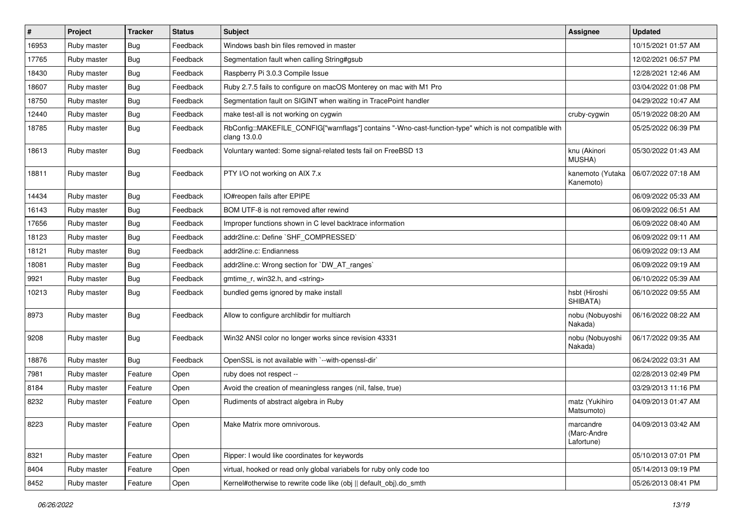| # | Project | Tracker | Status | Subject | Assignee | Updated |
|---|---|---|---|---|---|---|
| 16953 | Ruby master | Bug | Feedback | Windows bash bin files removed in master | | 10/15/2021 01:57 AM |
| 17765 | Ruby master | Bug | Feedback | Segmentation fault when calling String#gsub | | 12/02/2021 06:57 PM |
| 18430 | Ruby master | Bug | Feedback | Raspberry Pi 3.0.3 Compile Issue | | 12/28/2021 12:46 AM |
| 18607 | Ruby master | Bug | Feedback | Ruby 2.7.5 fails to configure on macOS Monterey on mac with M1 Pro | | 03/04/2022 01:08 PM |
| 18750 | Ruby master | Bug | Feedback | Segmentation fault on SIGINT when waiting in TracePoint handler | | 04/29/2022 10:47 AM |
| 12440 | Ruby master | Bug | Feedback | make test-all is not working on cygwin | cruby-cygwin | 05/19/2022 08:20 AM |
| 18785 | Ruby master | Bug | Feedback | RbConfig::MAKEFILE_CONFIG["warnflags"] contains "-Wno-cast-function-type" which is not compatible with clang 13.0.0 | | 05/25/2022 06:39 PM |
| 18613 | Ruby master | Bug | Feedback | Voluntary wanted: Some signal-related tests fail on FreeBSD 13 | knu (Akinori MUSHA) | 05/30/2022 01:43 AM |
| 18811 | Ruby master | Bug | Feedback | PTY I/O not working on AIX 7.x | kanemoto (Yutaka Kanemoto) | 06/07/2022 07:18 AM |
| 14434 | Ruby master | Bug | Feedback | IO#reopen fails after EPIPE | | 06/09/2022 05:33 AM |
| 16143 | Ruby master | Bug | Feedback | BOM UTF-8 is not removed after rewind | | 06/09/2022 06:51 AM |
| 17656 | Ruby master | Bug | Feedback | Improper functions shown in C level backtrace information | | 06/09/2022 08:40 AM |
| 18123 | Ruby master | Bug | Feedback | addr2line.c: Define `SHF_COMPRESSED` | | 06/09/2022 09:11 AM |
| 18121 | Ruby master | Bug | Feedback | addr2line.c: Endianness | | 06/09/2022 09:13 AM |
| 18081 | Ruby master | Bug | Feedback | addr2line.c: Wrong section for `DW_AT_ranges` | | 06/09/2022 09:19 AM |
| 9921 | Ruby master | Bug | Feedback | gmtime_r, win32.h, and <string> | | 06/10/2022 05:39 AM |
| 10213 | Ruby master | Bug | Feedback | bundled gems ignored by make install | hsbt (Hiroshi SHIBATA) | 06/10/2022 09:55 AM |
| 8973 | Ruby master | Bug | Feedback | Allow to configure archlibdir for multiarch | nobu (Nobuyoshi Nakada) | 06/16/2022 08:22 AM |
| 9208 | Ruby master | Bug | Feedback | Win32 ANSI color no longer works since revision 43331 | nobu (Nobuyoshi Nakada) | 06/17/2022 09:35 AM |
| 18876 | Ruby master | Bug | Feedback | OpenSSL is not available with `--with-openssl-dir` | | 06/24/2022 03:31 AM |
| 7981 | Ruby master | Feature | Open | ruby does not respect -- | | 02/28/2013 02:49 PM |
| 8184 | Ruby master | Feature | Open | Avoid the creation of meaningless ranges (nil, false, true) | | 03/29/2013 11:16 PM |
| 8232 | Ruby master | Feature | Open | Rudiments of abstract algebra in Ruby | matz (Yukihiro Matsumoto) | 04/09/2013 01:47 AM |
| 8223 | Ruby master | Feature | Open | Make Matrix more omnivorous. | marcandre (Marc-Andre Lafortune) | 04/09/2013 03:42 AM |
| 8321 | Ruby master | Feature | Open | Ripper: I would like coordinates for keywords | | 05/10/2013 07:01 PM |
| 8404 | Ruby master | Feature | Open | virtual, hooked or read only global variabels for ruby only code too | | 05/14/2013 09:19 PM |
| 8452 | Ruby master | Feature | Open | Kernel#otherwise to rewrite code like (obj \|\| default_obj).do_smth | | 05/26/2013 08:41 PM |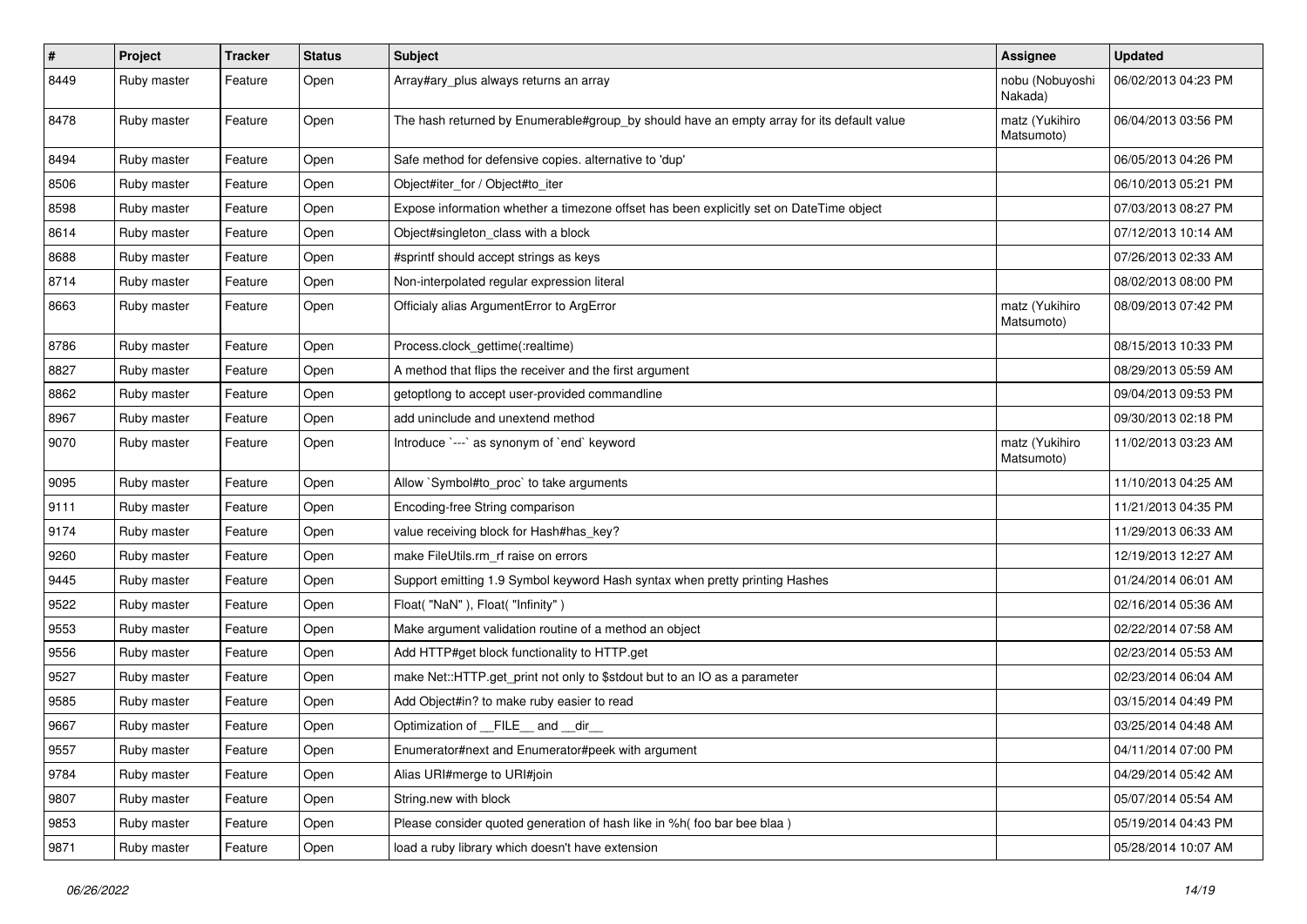| # | Project | Tracker | Status | Subject | Assignee | Updated |
|---|---|---|---|---|---|---|
| 8449 | Ruby master | Feature | Open | Array#ary_plus always returns an array | nobu (Nobuyoshi Nakada) | 06/02/2013 04:23 PM |
| 8478 | Ruby master | Feature | Open | The hash returned by Enumerable#group_by should have an empty array for its default value | matz (Yukihiro Matsumoto) | 06/04/2013 03:56 PM |
| 8494 | Ruby master | Feature | Open | Safe method for defensive copies. alternative to 'dup' | | 06/05/2013 04:26 PM |
| 8506 | Ruby master | Feature | Open | Object#iter_for / Object#to_iter | | 06/10/2013 05:21 PM |
| 8598 | Ruby master | Feature | Open | Expose information whether a timezone offset has been explicitly set on DateTime object | | 07/03/2013 08:27 PM |
| 8614 | Ruby master | Feature | Open | Object#singleton_class with a block | | 07/12/2013 10:14 AM |
| 8688 | Ruby master | Feature | Open | #sprintf should accept strings as keys | | 07/26/2013 02:33 AM |
| 8714 | Ruby master | Feature | Open | Non-interpolated regular expression literal | | 08/02/2013 08:00 PM |
| 8663 | Ruby master | Feature | Open | Officialy alias ArgumentError to ArgError | matz (Yukihiro Matsumoto) | 08/09/2013 07:42 PM |
| 8786 | Ruby master | Feature | Open | Process.clock_gettime(:realtime) | | 08/15/2013 10:33 PM |
| 8827 | Ruby master | Feature | Open | A method that flips the receiver and the first argument | | 08/29/2013 05:59 AM |
| 8862 | Ruby master | Feature | Open | getoptlong to accept user-provided commandline | | 09/04/2013 09:53 PM |
| 8967 | Ruby master | Feature | Open | add uninclude and unextend method | | 09/30/2013 02:18 PM |
| 9070 | Ruby master | Feature | Open | Introduce `---` as synonym of `end` keyword | matz (Yukihiro Matsumoto) | 11/02/2013 03:23 AM |
| 9095 | Ruby master | Feature | Open | Allow `Symbol#to_proc` to take arguments | | 11/10/2013 04:25 AM |
| 9111 | Ruby master | Feature | Open | Encoding-free String comparison | | 11/21/2013 04:35 PM |
| 9174 | Ruby master | Feature | Open | value receiving block for Hash#has_key? | | 11/29/2013 06:33 AM |
| 9260 | Ruby master | Feature | Open | make FileUtils.rm_rf raise on errors | | 12/19/2013 12:27 AM |
| 9445 | Ruby master | Feature | Open | Support emitting 1.9 Symbol keyword Hash syntax when pretty printing Hashes | | 01/24/2014 06:01 AM |
| 9522 | Ruby master | Feature | Open | Float( "NaN" ), Float( "Infinity" ) | | 02/16/2014 05:36 AM |
| 9553 | Ruby master | Feature | Open | Make argument validation routine of a method an object | | 02/22/2014 07:58 AM |
| 9556 | Ruby master | Feature | Open | Add HTTP#get block functionality to HTTP.get | | 02/23/2014 05:53 AM |
| 9527 | Ruby master | Feature | Open | make Net::HTTP.get_print not only to $stdout but to an IO as a parameter | | 02/23/2014 06:04 AM |
| 9585 | Ruby master | Feature | Open | Add Object#in? to make ruby easier to read | | 03/15/2014 04:49 PM |
| 9667 | Ruby master | Feature | Open | Optimization of __FILE__ and __dir__ | | 03/25/2014 04:48 AM |
| 9557 | Ruby master | Feature | Open | Enumerator#next and Enumerator#peek with argument | | 04/11/2014 07:00 PM |
| 9784 | Ruby master | Feature | Open | Alias URI#merge to URI#join | | 04/29/2014 05:42 AM |
| 9807 | Ruby master | Feature | Open | String.new with block | | 05/07/2014 05:54 AM |
| 9853 | Ruby master | Feature | Open | Please consider quoted generation of hash like in %h( foo bar bee blaa ) | | 05/19/2014 04:43 PM |
| 9871 | Ruby master | Feature | Open | load a ruby library which doesn't have extension | | 05/28/2014 10:07 AM |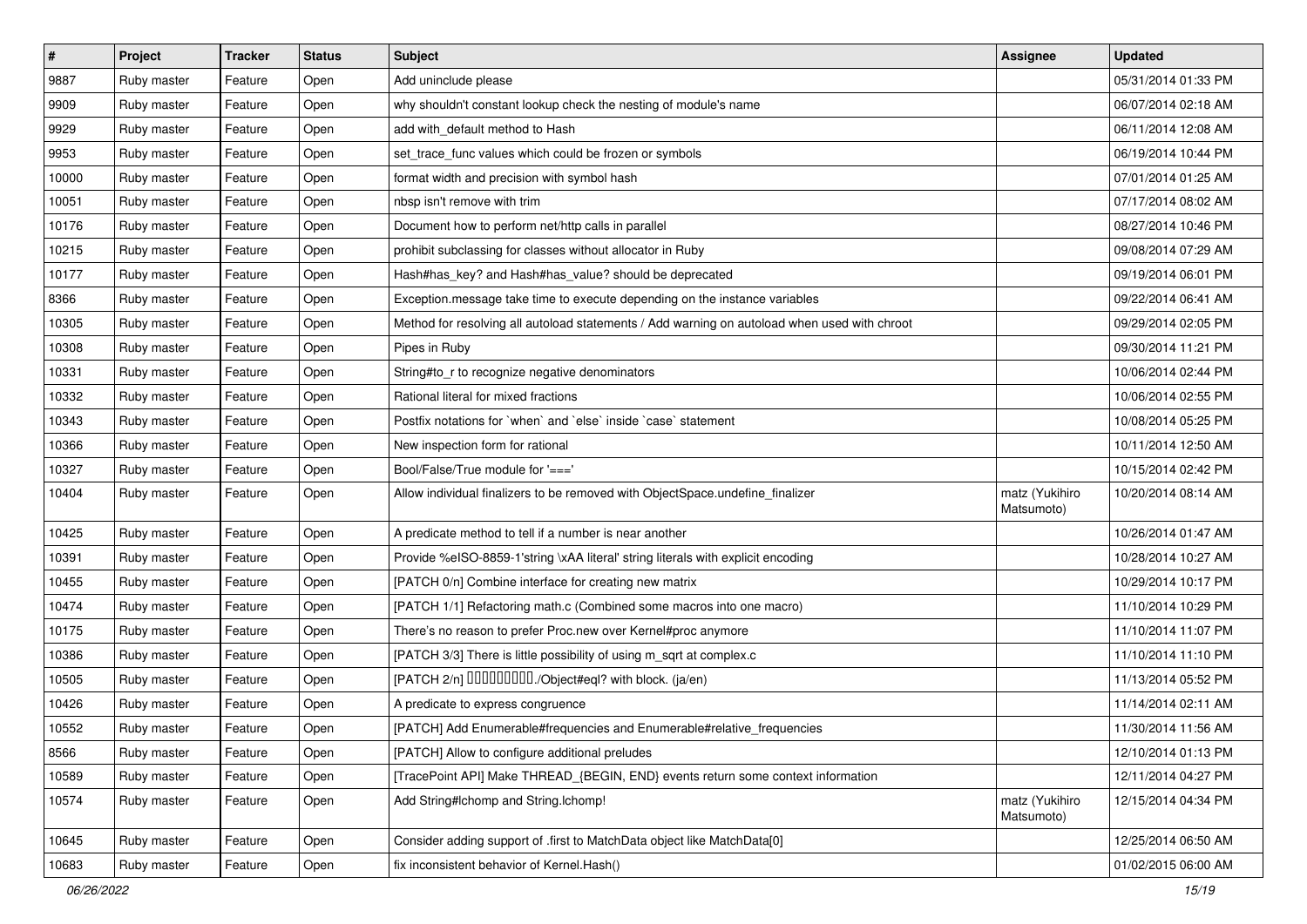| # | Project | Tracker | Status | Subject | Assignee | Updated |
|---|---|---|---|---|---|---|
| 9887 | Ruby master | Feature | Open | Add uninclude please | | 05/31/2014 01:33 PM |
| 9909 | Ruby master | Feature | Open | why shouldn't constant lookup check the nesting of module's name | | 06/07/2014 02:18 AM |
| 9929 | Ruby master | Feature | Open | add with_default method to Hash | | 06/11/2014 12:08 AM |
| 9953 | Ruby master | Feature | Open | set_trace_func values which could be frozen or symbols | | 06/19/2014 10:44 PM |
| 10000 | Ruby master | Feature | Open | format width and precision with symbol hash | | 07/01/2014 01:25 AM |
| 10051 | Ruby master | Feature | Open | nbsp isn't remove with trim | | 07/17/2014 08:02 AM |
| 10176 | Ruby master | Feature | Open | Document how to perform net/http calls in parallel | | 08/27/2014 10:46 PM |
| 10215 | Ruby master | Feature | Open | prohibit subclassing for classes without allocator in Ruby | | 09/08/2014 07:29 AM |
| 10177 | Ruby master | Feature | Open | Hash#has_key? and Hash#has_value? should be deprecated | | 09/19/2014 06:01 PM |
| 8366 | Ruby master | Feature | Open | Exception.message take time to execute depending on the instance variables | | 09/22/2014 06:41 AM |
| 10305 | Ruby master | Feature | Open | Method for resolving all autoload statements / Add warning on autoload when used with chroot | | 09/29/2014 02:05 PM |
| 10308 | Ruby master | Feature | Open | Pipes in Ruby | | 09/30/2014 11:21 PM |
| 10331 | Ruby master | Feature | Open | String#to_r to recognize negative denominators | | 10/06/2014 02:44 PM |
| 10332 | Ruby master | Feature | Open | Rational literal for mixed fractions | | 10/06/2014 02:55 PM |
| 10343 | Ruby master | Feature | Open | Postfix notations for `when` and `else` inside `case` statement | | 10/08/2014 05:25 PM |
| 10366 | Ruby master | Feature | Open | New inspection form for rational | | 10/11/2014 12:50 AM |
| 10327 | Ruby master | Feature | Open | Bool/False/True module for '===' | | 10/15/2014 02:42 PM |
| 10404 | Ruby master | Feature | Open | Allow individual finalizers to be removed with ObjectSpace.undefine_finalizer | matz (Yukihiro Matsumoto) | 10/20/2014 08:14 AM |
| 10425 | Ruby master | Feature | Open | A predicate method to tell if a number is near another | | 10/26/2014 01:47 AM |
| 10391 | Ruby master | Feature | Open | Provide %eISO-8859-1'string \xAA literal' string literals with explicit encoding | | 10/28/2014 10:27 AM |
| 10455 | Ruby master | Feature | Open | [PATCH 0/n] Combine interface for creating new matrix | | 10/29/2014 10:17 PM |
| 10474 | Ruby master | Feature | Open | [PATCH 1/1] Refactoring math.c (Combined some macros into one macro) | | 11/10/2014 10:29 PM |
| 10175 | Ruby master | Feature | Open | There's no reason to prefer Proc.new over Kernel#proc anymore | | 11/10/2014 11:07 PM |
| 10386 | Ruby master | Feature | Open | [PATCH 3/3] There is little possibility of using m_sqrt at complex.c | | 11/10/2014 11:10 PM |
| 10505 | Ruby master | Feature | Open | [PATCH 2/n] □□□□□□□□□./Object#eql? with block. (ja/en) | | 11/13/2014 05:52 PM |
| 10426 | Ruby master | Feature | Open | A predicate to express congruence | | 11/14/2014 02:11 AM |
| 10552 | Ruby master | Feature | Open | [PATCH] Add Enumerable#frequencies and Enumerable#relative_frequencies | | 11/30/2014 11:56 AM |
| 8566 | Ruby master | Feature | Open | [PATCH] Allow to configure additional preludes | | 12/10/2014 01:13 PM |
| 10589 | Ruby master | Feature | Open | [TracePoint API] Make THREAD_{BEGIN, END} events return some context information | | 12/11/2014 04:27 PM |
| 10574 | Ruby master | Feature | Open | Add String#lchomp and String.lchomp! | matz (Yukihiro Matsumoto) | 12/15/2014 04:34 PM |
| 10645 | Ruby master | Feature | Open | Consider adding support of .first to MatchData object like MatchData[0] | | 12/25/2014 06:50 AM |
| 10683 | Ruby master | Feature | Open | fix inconsistent behavior of Kernel.Hash() | | 01/02/2015 06:00 AM |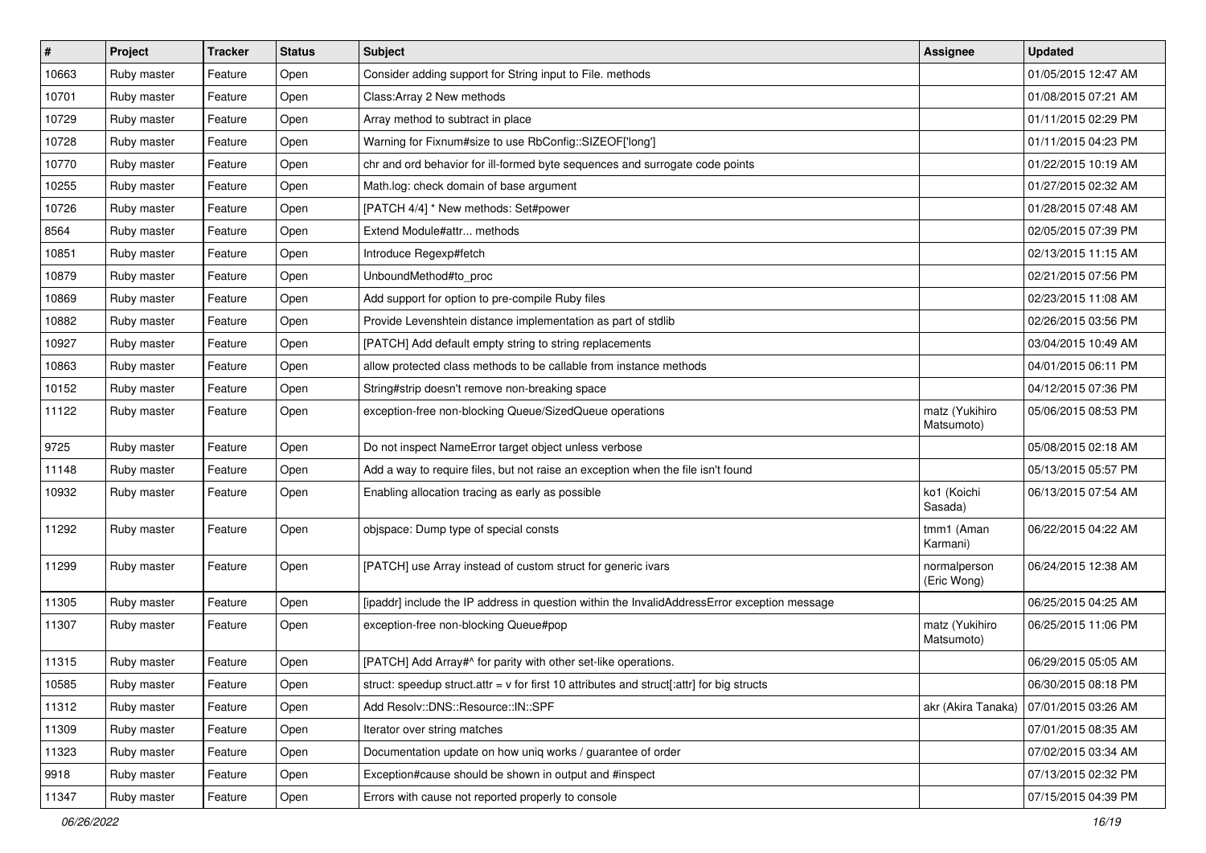| # | Project | Tracker | Status | Subject | Assignee | Updated |
|---|---|---|---|---|---|---|
| 10663 | Ruby master | Feature | Open | Consider adding support for String input to File. methods | | 01/05/2015 12:47 AM |
| 10701 | Ruby master | Feature | Open | Class:Array 2 New methods | | 01/08/2015 07:21 AM |
| 10729 | Ruby master | Feature | Open | Array method to subtract in place | | 01/11/2015 02:29 PM |
| 10728 | Ruby master | Feature | Open | Warning for Fixnum#size to use RbConfig::SIZEOF['long'] | | 01/11/2015 04:23 PM |
| 10770 | Ruby master | Feature | Open | chr and ord behavior for ill-formed byte sequences and surrogate code points | | 01/22/2015 10:19 AM |
| 10255 | Ruby master | Feature | Open | Math.log: check domain of base argument | | 01/27/2015 02:32 AM |
| 10726 | Ruby master | Feature | Open | [PATCH 4/4] * New methods: Set#power | | 01/28/2015 07:48 AM |
| 8564 | Ruby master | Feature | Open | Extend Module#attr... methods | | 02/05/2015 07:39 PM |
| 10851 | Ruby master | Feature | Open | Introduce Regexp#fetch | | 02/13/2015 11:15 AM |
| 10879 | Ruby master | Feature | Open | UnboundMethod#to_proc | | 02/21/2015 07:56 PM |
| 10869 | Ruby master | Feature | Open | Add support for option to pre-compile Ruby files | | 02/23/2015 11:08 AM |
| 10882 | Ruby master | Feature | Open | Provide Levenshtein distance implementation as part of stdlib | | 02/26/2015 03:56 PM |
| 10927 | Ruby master | Feature | Open | [PATCH] Add default empty string to string replacements | | 03/04/2015 10:49 AM |
| 10863 | Ruby master | Feature | Open | allow protected class methods to be callable from instance methods | | 04/01/2015 06:11 PM |
| 10152 | Ruby master | Feature | Open | String#strip doesn't remove non-breaking space | | 04/12/2015 07:36 PM |
| 11122 | Ruby master | Feature | Open | exception-free non-blocking Queue/SizedQueue operations | matz (Yukihiro Matsumoto) | 05/06/2015 08:53 PM |
| 9725 | Ruby master | Feature | Open | Do not inspect NameError target object unless verbose | | 05/08/2015 02:18 AM |
| 11148 | Ruby master | Feature | Open | Add a way to require files, but not raise an exception when the file isn't found | | 05/13/2015 05:57 PM |
| 10932 | Ruby master | Feature | Open | Enabling allocation tracing as early as possible | ko1 (Koichi Sasada) | 06/13/2015 07:54 AM |
| 11292 | Ruby master | Feature | Open | objspace: Dump type of special consts | tmm1 (Aman Karmani) | 06/22/2015 04:22 AM |
| 11299 | Ruby master | Feature | Open | [PATCH] use Array instead of custom struct for generic ivars | normalperson (Eric Wong) | 06/24/2015 12:38 AM |
| 11305 | Ruby master | Feature | Open | [ipaddr] include the IP address in question within the InvalidAddressError exception message | | 06/25/2015 04:25 AM |
| 11307 | Ruby master | Feature | Open | exception-free non-blocking Queue#pop | matz (Yukihiro Matsumoto) | 06/25/2015 11:06 PM |
| 11315 | Ruby master | Feature | Open | [PATCH] Add Array#^ for parity with other set-like operations. | | 06/29/2015 05:05 AM |
| 10585 | Ruby master | Feature | Open | struct: speedup struct.attr = v for first 10 attributes and struct[:attr] for big structs | | 06/30/2015 08:18 PM |
| 11312 | Ruby master | Feature | Open | Add Resolv::DNS::Resource::IN::SPF | akr (Akira Tanaka) | 07/01/2015 03:26 AM |
| 11309 | Ruby master | Feature | Open | Iterator over string matches | | 07/01/2015 08:35 AM |
| 11323 | Ruby master | Feature | Open | Documentation update on how uniq works / guarantee of order | | 07/02/2015 03:34 AM |
| 9918 | Ruby master | Feature | Open | Exception#cause should be shown in output and #inspect | | 07/13/2015 02:32 PM |
| 11347 | Ruby master | Feature | Open | Errors with cause not reported properly to console | | 07/15/2015 04:39 PM |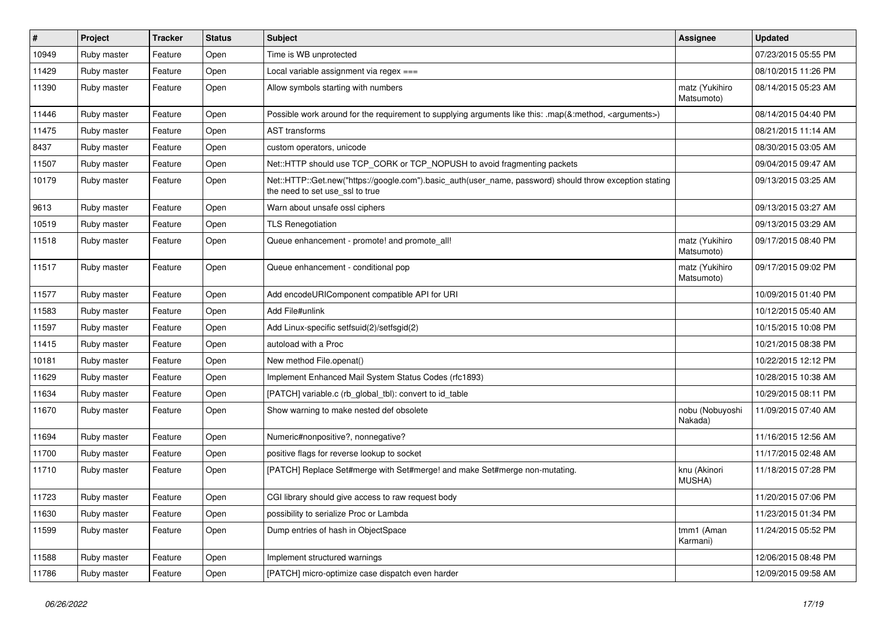| # | Project | Tracker | Status | Subject | Assignee | Updated |
|---|---|---|---|---|---|---|
| 10949 | Ruby master | Feature | Open | Time is WB unprotected | | 07/23/2015 05:55 PM |
| 11429 | Ruby master | Feature | Open | Local variable assignment via regex === | | 08/10/2015 11:26 PM |
| 11390 | Ruby master | Feature | Open | Allow symbols starting with numbers | matz (Yukihiro Matsumoto) | 08/14/2015 05:23 AM |
| 11446 | Ruby master | Feature | Open | Possible work around for the requirement to supplying arguments like this: .map(&:method, <arguments>) | | 08/14/2015 04:40 PM |
| 11475 | Ruby master | Feature | Open | AST transforms | | 08/21/2015 11:14 AM |
| 8437 | Ruby master | Feature | Open | custom operators, unicode | | 08/30/2015 03:05 AM |
| 11507 | Ruby master | Feature | Open | Net::HTTP should use TCP_CORK or TCP_NOPUSH to avoid fragmenting packets | | 09/04/2015 09:47 AM |
| 10179 | Ruby master | Feature | Open | Net::HTTP::Get.new("https://google.com").basic_auth(user_name, password) should throw exception stating the need to set use_ssl to true | | 09/13/2015 03:25 AM |
| 9613 | Ruby master | Feature | Open | Warn about unsafe ossl ciphers | | 09/13/2015 03:27 AM |
| 10519 | Ruby master | Feature | Open | TLS Renegotiation | | 09/13/2015 03:29 AM |
| 11518 | Ruby master | Feature | Open | Queue enhancement - promote! and promote_all! | matz (Yukihiro Matsumoto) | 09/17/2015 08:40 PM |
| 11517 | Ruby master | Feature | Open | Queue enhancement - conditional pop | matz (Yukihiro Matsumoto) | 09/17/2015 09:02 PM |
| 11577 | Ruby master | Feature | Open | Add encodeURIComponent compatible API for URI | | 10/09/2015 01:40 PM |
| 11583 | Ruby master | Feature | Open | Add File#unlink | | 10/12/2015 05:40 AM |
| 11597 | Ruby master | Feature | Open | Add Linux-specific setfsuid(2)/setfsgid(2) | | 10/15/2015 10:08 PM |
| 11415 | Ruby master | Feature | Open | autoload with a Proc | | 10/21/2015 08:38 PM |
| 10181 | Ruby master | Feature | Open | New method File.openat() | | 10/22/2015 12:12 PM |
| 11629 | Ruby master | Feature | Open | Implement Enhanced Mail System Status Codes (rfc1893) | | 10/28/2015 10:38 AM |
| 11634 | Ruby master | Feature | Open | [PATCH] variable.c (rb_global_tbl): convert to id_table | | 10/29/2015 08:11 PM |
| 11670 | Ruby master | Feature | Open | Show warning to make nested def obsolete | nobu (Nobuyoshi Nakada) | 11/09/2015 07:40 AM |
| 11694 | Ruby master | Feature | Open | Numeric#nonpositive?, nonnegative? | | 11/16/2015 12:56 AM |
| 11700 | Ruby master | Feature | Open | positive flags for reverse lookup to socket | | 11/17/2015 02:48 AM |
| 11710 | Ruby master | Feature | Open | [PATCH] Replace Set#merge with Set#merge! and make Set#merge non-mutating. | knu (Akinori MUSHA) | 11/18/2015 07:28 PM |
| 11723 | Ruby master | Feature | Open | CGI library should give access to raw request body | | 11/20/2015 07:06 PM |
| 11630 | Ruby master | Feature | Open | possibility to serialize Proc or Lambda | | 11/23/2015 01:34 PM |
| 11599 | Ruby master | Feature | Open | Dump entries of hash in ObjectSpace | tmm1 (Aman Karmani) | 11/24/2015 05:52 PM |
| 11588 | Ruby master | Feature | Open | Implement structured warnings | | 12/06/2015 08:48 PM |
| 11786 | Ruby master | Feature | Open | [PATCH] micro-optimize case dispatch even harder | | 12/09/2015 09:58 AM |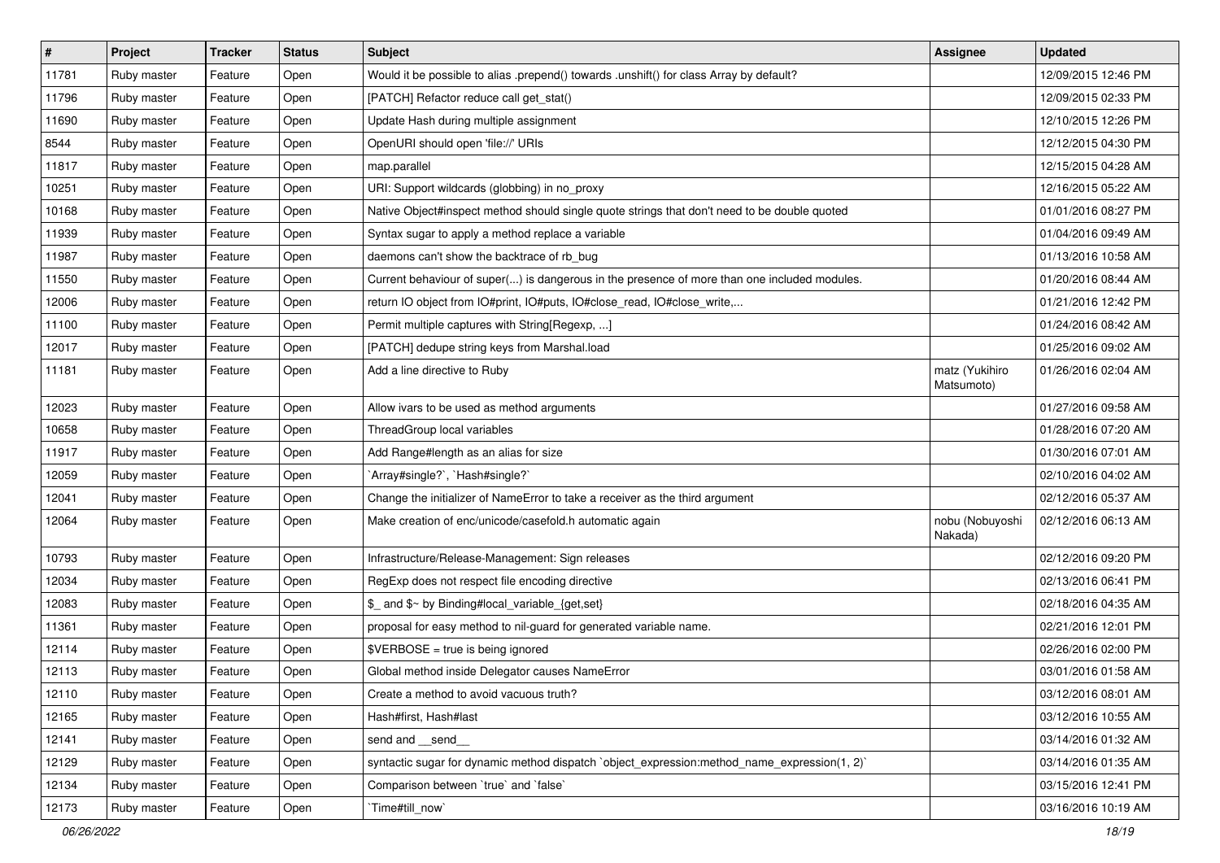| # | Project | Tracker | Status | Subject | Assignee | Updated |
|---|---|---|---|---|---|---|
| 11781 | Ruby master | Feature | Open | Would it be possible to alias .prepend() towards .unshift() for class Array by default? | | 12/09/2015 12:46 PM |
| 11796 | Ruby master | Feature | Open | [PATCH] Refactor reduce call get_stat() | | 12/09/2015 02:33 PM |
| 11690 | Ruby master | Feature | Open | Update Hash during multiple assignment | | 12/10/2015 12:26 PM |
| 8544 | Ruby master | Feature | Open | OpenURI should open 'file://' URIs | | 12/12/2015 04:30 PM |
| 11817 | Ruby master | Feature | Open | map.parallel | | 12/15/2015 04:28 AM |
| 10251 | Ruby master | Feature | Open | URI: Support wildcards (globbing) in no_proxy | | 12/16/2015 05:22 AM |
| 10168 | Ruby master | Feature | Open | Native Object#inspect method should single quote strings that don't need to be double quoted | | 01/01/2016 08:27 PM |
| 11939 | Ruby master | Feature | Open | Syntax sugar to apply a method replace a variable | | 01/04/2016 09:49 AM |
| 11987 | Ruby master | Feature | Open | daemons can't show the backtrace of rb_bug | | 01/13/2016 10:58 AM |
| 11550 | Ruby master | Feature | Open | Current behaviour of super(...) is dangerous in the presence of more than one included modules. | | 01/20/2016 08:44 AM |
| 12006 | Ruby master | Feature | Open | return IO object from IO#print, IO#puts, IO#close_read, IO#close_write,... | | 01/21/2016 12:42 PM |
| 11100 | Ruby master | Feature | Open | Permit multiple captures with String[Regexp, ...] | | 01/24/2016 08:42 AM |
| 12017 | Ruby master | Feature | Open | [PATCH] dedupe string keys from Marshal.load | | 01/25/2016 09:02 AM |
| 11181 | Ruby master | Feature | Open | Add a line directive to Ruby | matz (Yukihiro Matsumoto) | 01/26/2016 02:04 AM |
| 12023 | Ruby master | Feature | Open | Allow ivars to be used as method arguments | | 01/27/2016 09:58 AM |
| 10658 | Ruby master | Feature | Open | ThreadGroup local variables | | 01/28/2016 07:20 AM |
| 11917 | Ruby master | Feature | Open | Add Range#length as an alias for size | | 01/30/2016 07:01 AM |
| 12059 | Ruby master | Feature | Open | `Array#single?`, `Hash#single?` | | 02/10/2016 04:02 AM |
| 12041 | Ruby master | Feature | Open | Change the initializer of NameError to take a receiver as the third argument | | 02/12/2016 05:37 AM |
| 12064 | Ruby master | Feature | Open | Make creation of enc/unicode/casefold.h automatic again | nobu (Nobuyoshi Nakada) | 02/12/2016 06:13 AM |
| 10793 | Ruby master | Feature | Open | Infrastructure/Release-Management: Sign releases | | 02/12/2016 09:20 PM |
| 12034 | Ruby master | Feature | Open | RegExp does not respect file encoding directive | | 02/13/2016 06:41 PM |
| 12083 | Ruby master | Feature | Open | $_ and $~ by Binding#local_variable_{get,set} | | 02/18/2016 04:35 AM |
| 11361 | Ruby master | Feature | Open | proposal for easy method to nil-guard for generated variable name. | | 02/21/2016 12:01 PM |
| 12114 | Ruby master | Feature | Open | $VERBOSE = true is being ignored | | 02/26/2016 02:00 PM |
| 12113 | Ruby master | Feature | Open | Global method inside Delegator causes NameError | | 03/01/2016 01:58 AM |
| 12110 | Ruby master | Feature | Open | Create a method to avoid vacuous truth? | | 03/12/2016 08:01 AM |
| 12165 | Ruby master | Feature | Open | Hash#first, Hash#last | | 03/12/2016 10:55 AM |
| 12141 | Ruby master | Feature | Open | send and __send__ | | 03/14/2016 01:32 AM |
| 12129 | Ruby master | Feature | Open | syntactic sugar for dynamic method dispatch `object_expression:method_name_expression(1, 2)` | | 03/14/2016 01:35 AM |
| 12134 | Ruby master | Feature | Open | Comparison between `true` and `false` | | 03/15/2016 12:41 PM |
| 12173 | Ruby master | Feature | Open | `Time#till_now` | | 03/16/2016 10:19 AM |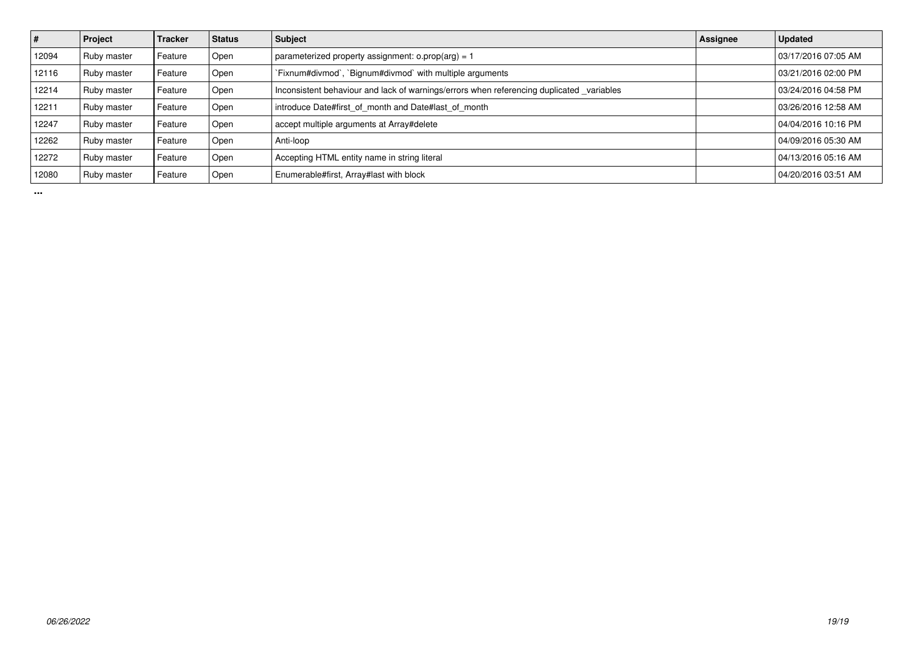| # | Project | Tracker | Status | Subject | Assignee | Updated |
|---|---|---|---|---|---|---|
| 12094 | Ruby master | Feature | Open | parameterized property assignment: o.prop(arg) = 1 | | 03/17/2016 07:05 AM |
| 12116 | Ruby master | Feature | Open | `Fixnum#divmod`, `Bignum#divmod` with multiple arguments | | 03/21/2016 02:00 PM |
| 12214 | Ruby master | Feature | Open | Inconsistent behaviour and lack of warnings/errors when referencing duplicated _variables | | 03/24/2016 04:58 PM |
| 12211 | Ruby master | Feature | Open | introduce Date#first_of_month and Date#last_of_month | | 03/26/2016 12:58 AM |
| 12247 | Ruby master | Feature | Open | accept multiple arguments at Array#delete | | 04/04/2016 10:16 PM |
| 12262 | Ruby master | Feature | Open | Anti-loop | | 04/09/2016 05:30 AM |
| 12272 | Ruby master | Feature | Open | Accepting HTML entity name in string literal | | 04/13/2016 05:16 AM |
| 12080 | Ruby master | Feature | Open | Enumerable#first, Array#last with block | | 04/20/2016 03:51 AM |

...